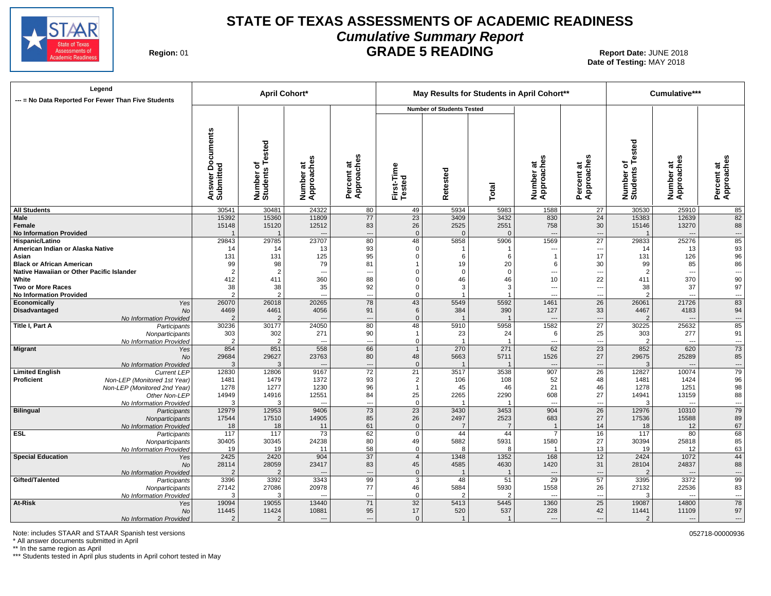# STATE OF TEXAS ASSESSMENTS OF ACADEMIC READINESS

## *Cumulative Summary Report*

## GRADE 5 READING

**Region:** 01

**Report Date:** JUNE 2018
**Date of Testing:** MAY 2018

| Legend<br>--- = No Data Reported For Fewer Than Five Students | | April Cohort* | | | | May Results for Students in April Cohort** | | | | | Cumulative*** | | |
|---|---|---|---|---|---|---|---|---|---|---|---|---|---|
| | | | | | | Number of Students Tested | | | | | | | |
| | | Answer Documents Submitted | Number of Students Tested | Number at Approaches | Percent at Approaches | First-Time Tested | Retested | Total | Number at Approaches | Percent at Approaches | Number of Students Tested | Number at Approaches | Percent at Approaches |
| **All Students** | | 30541 | 30481 | 24322 | 80 | 49 | 5934 | 5983 | 1588 | 27 | 30530 | 25910 | 85 |
| **Male** | | 15392 | 15360 | 11809 | 77 | 23 | 3409 | 3432 | 830 | 24 | 15383 | 12639 | 82 |
| **Female** | | 15148 | 15120 | 12512 | 83 | 26 | 2525 | 2551 | 758 | 30 | 15146 | 13270 | 88 |
| **No Information Provided** | | 1 | 1 | --- | --- | 0 | 0 | 0 | --- | --- | 1 | --- | --- |
| **Hispanic/Latino** | | 29843 | 29785 | 23707 | 80 | 48 | 5858 | 5906 | 1569 | 27 | 29833 | 25276 | 85 |
| **American Indian or Alaska Native** | | 14 | 14 | 13 | 93 | 0 | 1 | 1 | --- | --- | 14 | 13 | 93 |
| **Asian** | | 131 | 131 | 125 | 95 | 0 | 6 | 6 | 1 | 17 | 131 | 126 | 96 |
| **Black or African American** | | 99 | 98 | 79 | 81 | 1 | 19 | 20 | 6 | 30 | 99 | 85 | 86 |
| **Native Hawaiian or Other Pacific Islander** | | 2 | 2 | --- | --- | 0 | 0 | 0 | --- | --- | 2 | --- | --- |
| **White** | | 412 | 411 | 360 | 88 | 0 | 46 | 46 | 10 | 22 | 411 | 370 | 90 |
| **Two or More Races** | | 38 | 38 | 35 | 92 | 0 | 3 | 3 | --- | --- | 38 | 37 | 97 |
| **No Information Provided** | | 2 | 2 | --- | --- | 0 | 1 | 1 | --- | --- | 2 | --- | --- |
| **Economically Disadvantaged** | *Yes* | 26070 | 26018 | 20265 | 78 | 43 | 5549 | 5592 | 1461 | 26 | 26061 | 21726 | 83 |
| | *No* | 4469 | 4461 | 4056 | 91 | 6 | 384 | 390 | 127 | 33 | 4467 | 4183 | 94 |
| | *No Information Provided* | 2 | 2 | --- | --- | 0 | 1 | 1 | --- | --- | 2 | --- | --- |
| **Title I, Part A** | *Participants* | 30236 | 30177 | 24050 | 80 | 48 | 5910 | 5958 | 1582 | 27 | 30225 | 25632 | 85 |
| | *Nonparticipants* | 303 | 302 | 271 | 90 | 1 | 23 | 24 | 6 | 25 | 303 | 277 | 91 |
| | *No Information Provided* | 2 | 2 | --- | --- | 0 | 1 | 1 | --- | --- | 2 | --- | --- |
| **Migrant** | *Yes* | 854 | 851 | 558 | 66 | 1 | 270 | 271 | 62 | 23 | 852 | 620 | 73 |
| | *No* | 29684 | 29627 | 23763 | 80 | 48 | 5663 | 5711 | 1526 | 27 | 29675 | 25289 | 85 |
| | *No Information Provided* | 3 | 3 | --- | --- | 0 | 1 | 1 | --- | --- | 3 | --- | --- |
| **Limited English Proficient** | *Current LEP* | 12830 | 12806 | 9167 | 72 | 21 | 3517 | 3538 | 907 | 26 | 12827 | 10074 | 79 |
| | *Non-LEP (Monitored 1st Year)* | 1481 | 1479 | 1372 | 93 | 2 | 106 | 108 | 52 | 48 | 1481 | 1424 | 96 |
| | *Non-LEP (Monitored 2nd Year)* | 1278 | 1277 | 1230 | 96 | 1 | 45 | 46 | 21 | 46 | 1278 | 1251 | 98 |
| | *Other Non-LEP* | 14949 | 14916 | 12551 | 84 | 25 | 2265 | 2290 | 608 | 27 | 14941 | 13159 | 88 |
| | *No Information Provided* | 3 | 3 | --- | --- | 0 | 1 | 1 | --- | --- | 3 | --- | --- |
| **Bilingual** | *Participants* | 12979 | 12953 | 9406 | 73 | 23 | 3430 | 3453 | 904 | 26 | 12976 | 10310 | 79 |
| | *Nonparticipants* | 17544 | 17510 | 14905 | 85 | 26 | 2497 | 2523 | 683 | 27 | 17536 | 15588 | 89 |
| | *No Information Provided* | 18 | 18 | 11 | 61 | 0 | 7 | 7 | 1 | 14 | 18 | 12 | 67 |
| **ESL** | *Participants* | 117 | 117 | 73 | 62 | 0 | 44 | 44 | 7 | 16 | 117 | 80 | 68 |
| | *Nonparticipants* | 30405 | 30345 | 24238 | 80 | 49 | 5882 | 5931 | 1580 | 27 | 30394 | 25818 | 85 |
| | *No Information Provided* | 19 | 19 | 11 | 58 | 0 | 8 | 8 | 1 | 13 | 19 | 12 | 63 |
| **Special Education** | *Yes* | 2425 | 2420 | 904 | 37 | 4 | 1348 | 1352 | 168 | 12 | 2424 | 1072 | 44 |
| | *No* | 28114 | 28059 | 23417 | 83 | 45 | 4585 | 4630 | 1420 | 31 | 28104 | 24837 | 88 |
| | *No Information Provided* | 2 | 2 | --- | --- | 0 | 1 | 1 | --- | --- | 2 | --- | --- |
| **Gifted/Talented** | *Participants* | 3396 | 3392 | 3343 | 99 | 3 | 48 | 51 | 29 | 57 | 3395 | 3372 | 99 |
| | *Nonparticipants* | 27142 | 27086 | 20978 | 77 | 46 | 5884 | 5930 | 1558 | 26 | 27132 | 22536 | 83 |
| | *No Information Provided* | 3 | 3 | --- | --- | 0 | 2 | 2 | --- | --- | 3 | --- | --- |
| **At-Risk** | *Yes* | 19094 | 19055 | 13440 | 71 | 32 | 5413 | 5445 | 1360 | 25 | 19087 | 14800 | 78 |
| | *No* | 11445 | 11424 | 10881 | 95 | 17 | 520 | 537 | 228 | 42 | 11441 | 11109 | 97 |
| | *No Information Provided* | 2 | 2 | --- | --- | 0 | 1 | 1 | --- | --- | 2 | --- | --- |

Note: includes STAAR and STAAR Spanish test versions
\* All answer documents submitted in April
\*\* In the same region as April
\*\*\* Students tested in April plus students in April cohort tested in May

052718-00000936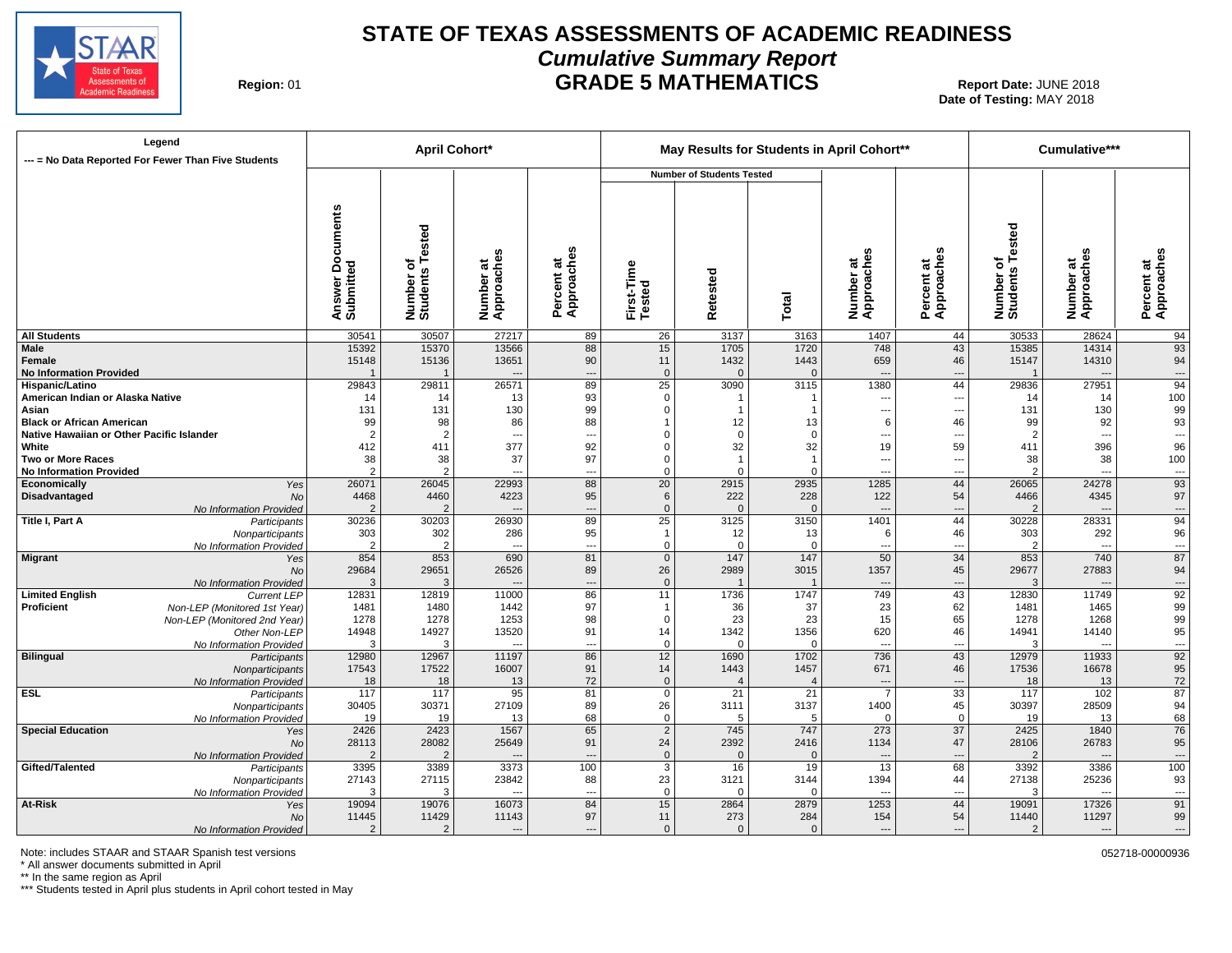# STATE OF TEXAS ASSESSMENTS OF ACADEMIC READINESS

## *Cumulative Summary Report*

## GRADE 5 MATHEMATICS

**Region:** 01

**Report Date:** JUNE 2018
**Date of Testing:** MAY 2018

| Legend<br>--- = No Data Reported For Fewer Than Five Students | | April Cohort* | | | | May Results for Students in April Cohort** | | | | | Cumulative*** | | |
|---|---|---|---|---|---|---|---|---|---|---|---|---|---|
| | | | | | | Number of Students Tested | | | | | | | |
| | | Answer Documents Submitted | Number of Students Tested | Number at Approaches | Percent at Approaches | First-Time Tested | Retested | Total | Number at Approaches | Percent at Approaches | Number of Students Tested | Number at Approaches | Percent at Approaches |
| **All Students** | | 30541 | 30507 | 27217 | 89 | 26 | 3137 | 3163 | 1407 | 44 | 30533 | 28624 | 94 |
| **Male** | | 15392 | 15370 | 13566 | 88 | 15 | 1705 | 1720 | 748 | 43 | 15385 | 14314 | 93 |
| **Female** | | 15148 | 15136 | 13651 | 90 | 11 | 1432 | 1443 | 659 | 46 | 15147 | 14310 | 94 |
| **No Information Provided** | | 1 | 1 | --- | --- | 0 | 0 | 0 | --- | --- | 1 | --- | --- |
| **Hispanic/Latino** | | 29843 | 29811 | 26571 | 89 | 25 | 3090 | 3115 | 1380 | 44 | 29836 | 27951 | 94 |
| **American Indian or Alaska Native** | | 14 | 14 | 13 | 93 | 0 | 1 | 1 | --- | --- | 14 | 14 | 100 |
| **Asian** | | 131 | 131 | 130 | 99 | 0 | 1 | 1 | --- | --- | 131 | 130 | 99 |
| **Black or African American** | | 99 | 98 | 86 | 88 | 1 | 12 | 13 | 6 | 46 | 99 | 92 | 93 |
| **Native Hawaiian or Other Pacific Islander** | | 2 | 2 | --- | --- | 0 | 0 | 0 | --- | --- | 2 | --- | --- |
| **White** | | 412 | 411 | 377 | 92 | 0 | 32 | 32 | 19 | 59 | 411 | 396 | 96 |
| **Two or More Races** | | 38 | 38 | 37 | 97 | 0 | 1 | 1 | --- | --- | 38 | 38 | 100 |
| **No Information Provided** | | 2 | 2 | --- | --- | 0 | 0 | 0 | --- | --- | 2 | --- | --- |
| **Economically Disadvantaged** | *Yes* | 26071 | 26045 | 22993 | 88 | 20 | 2915 | 2935 | 1285 | 44 | 26065 | 24278 | 93 |
| | *No* | 4468 | 4460 | 4223 | 95 | 6 | 222 | 228 | 122 | 54 | 4466 | 4345 | 97 |
| | *No Information Provided* | 2 | 2 | --- | --- | 0 | 0 | 0 | --- | --- | 2 | --- | --- |
| **Title I, Part A** | *Participants* | 30236 | 30203 | 26930 | 89 | 25 | 3125 | 3150 | 1401 | 44 | 30228 | 28331 | 94 |
| | *Nonparticipants* | 303 | 302 | 286 | 95 | 1 | 12 | 13 | 6 | 46 | 303 | 292 | 96 |
| | *No Information Provided* | 2 | 2 | --- | --- | 0 | 0 | 0 | --- | --- | 2 | --- | --- |
| **Migrant** | *Yes* | 854 | 853 | 690 | 81 | 0 | 147 | 147 | 50 | 34 | 853 | 740 | 87 |
| | *No* | 29684 | 29651 | 26526 | 89 | 26 | 2989 | 3015 | 1357 | 45 | 29677 | 27883 | 94 |
| | *No Information Provided* | 3 | 3 | --- | --- | 0 | 1 | 1 | --- | --- | 3 | --- | --- |
| **Limited English Proficient** | *Current LEP* | 12831 | 12819 | 11000 | 86 | 11 | 1736 | 1747 | 749 | 43 | 12830 | 11749 | 92 |
| | *Non-LEP (Monitored 1st Year)* | 1481 | 1480 | 1442 | 97 | 1 | 36 | 37 | 23 | 62 | 1481 | 1465 | 99 |
| | *Non-LEP (Monitored 2nd Year)* | 1278 | 1278 | 1253 | 98 | 0 | 23 | 23 | 15 | 65 | 1278 | 1268 | 99 |
| | *Other Non-LEP* | 14948 | 14927 | 13520 | 91 | 14 | 1342 | 1356 | 620 | 46 | 14941 | 14140 | 95 |
| | *No Information Provided* | 3 | 3 | --- | --- | 0 | 0 | 0 | --- | --- | 3 | --- | --- |
| **Bilingual** | *Participants* | 12980 | 12967 | 11197 | 86 | 12 | 1690 | 1702 | 736 | 43 | 12979 | 11933 | 92 |
| | *Nonparticipants* | 17543 | 17522 | 16007 | 91 | 14 | 1443 | 1457 | 671 | 46 | 17536 | 16678 | 95 |
| | *No Information Provided* | 18 | 18 | 13 | 72 | 0 | 4 | 4 | --- | --- | 18 | 13 | 72 |
| **ESL** | *Participants* | 117 | 117 | 95 | 81 | 0 | 21 | 21 | 7 | 33 | 117 | 102 | 87 |
| | *Nonparticipants* | 30405 | 30371 | 27109 | 89 | 26 | 3111 | 3137 | 1400 | 45 | 30397 | 28509 | 94 |
| | *No Information Provided* | 19 | 19 | 13 | 68 | 0 | 5 | 5 | 0 | 0 | 19 | 13 | 68 |
| **Special Education** | *Yes* | 2426 | 2423 | 1567 | 65 | 2 | 745 | 747 | 273 | 37 | 2425 | 1840 | 76 |
| | *No* | 28113 | 28082 | 25649 | 91 | 24 | 2392 | 2416 | 1134 | 47 | 28106 | 26783 | 95 |
| | *No Information Provided* | 2 | 2 | --- | --- | 0 | 0 | 0 | --- | --- | 2 | --- | --- |
| **Gifted/Talented** | *Participants* | 3395 | 3389 | 3373 | 100 | 3 | 16 | 19 | 13 | 68 | 3392 | 3386 | 100 |
| | *Nonparticipants* | 27143 | 27115 | 23842 | 88 | 23 | 3121 | 3144 | 1394 | 44 | 27138 | 25236 | 93 |
| | *No Information Provided* | 3 | 3 | --- | --- | 0 | 0 | 0 | --- | --- | 3 | --- | --- |
| **At-Risk** | *Yes* | 19094 | 19076 | 16073 | 84 | 15 | 2864 | 2879 | 1253 | 44 | 19091 | 17326 | 91 |
| | *No* | 11445 | 11429 | 11143 | 97 | 11 | 273 | 284 | 154 | 54 | 11440 | 11297 | 99 |
| | *No Information Provided* | 2 | 2 | --- | --- | 0 | 0 | 0 | --- | --- | 2 | --- | --- |

Note: includes STAAR and STAAR Spanish test versions
* All answer documents submitted in April
** In the same region as April
*** Students tested in April plus students in April cohort tested in May

052718-00000936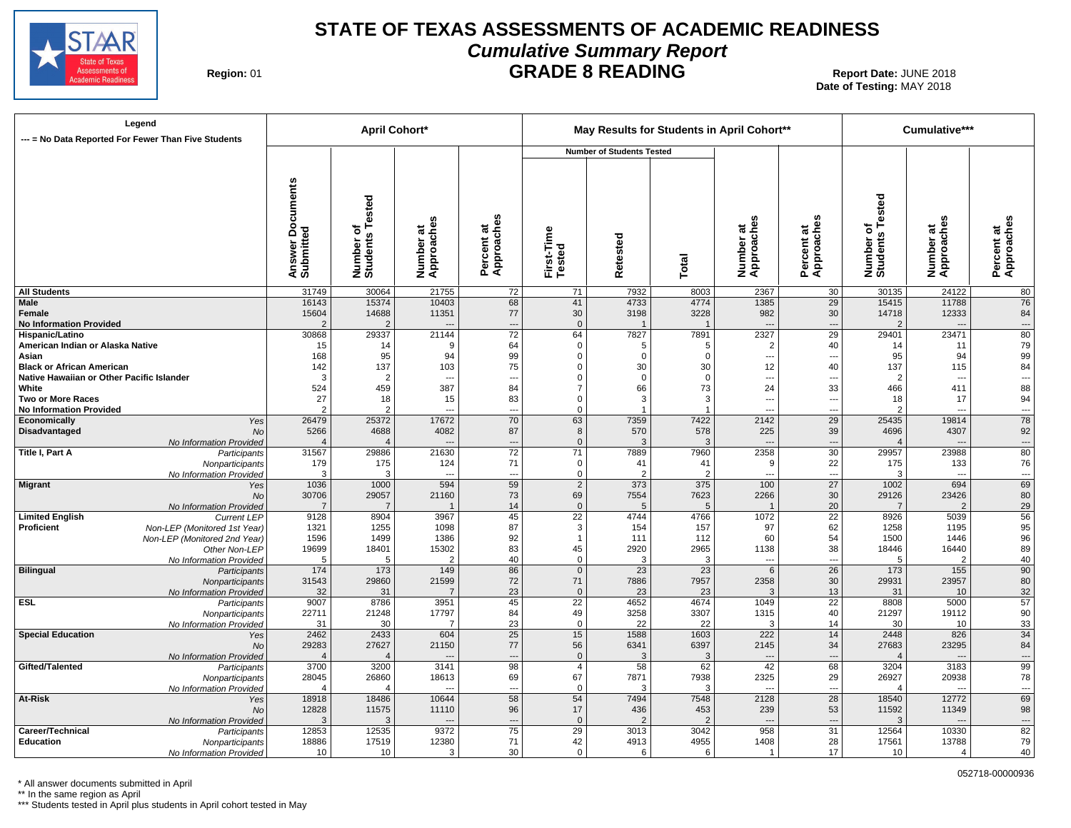# STATE OF TEXAS ASSESSMENTS OF ACADEMIC READINESS

## *Cumulative Summary Report*

## GRADE 8 READING

**Region:** 01

**Report Date:** JUNE 2018
**Date of Testing:** MAY 2018

| Legend<br>--- = No Data Reported For Fewer Than Five Students | | April Cohort* | | | | May Results for Students in April Cohort** | | | | | Cumulative*** | | |
|---|---|---|---|---|---|---|---|---|---|---|---|---|---|
| | | | | | | Number of Students Tested | | | | | | | |
| | | Answer Documents Submitted | Number of Students Tested | Number at Approaches | Percent at Approaches | First-Time Tested | Retested | Total | Number at Approaches | Percent at Approaches | Number of Students Tested | Number at Approaches | Percent at Approaches |
| **All Students** | | 31749 | 30064 | 21755 | 72 | 71 | 7932 | 8003 | 2367 | 30 | 30135 | 24122 | 80 |
| **Male** | | 16143 | 15374 | 10403 | 68 | 41 | 4733 | 4774 | 1385 | 29 | 15415 | 11788 | 76 |
| **Female** | | 15604 | 14688 | 11351 | 77 | 30 | 3198 | 3228 | 982 | 30 | 14718 | 12333 | 84 |
| **No Information Provided** | | 2 | 2 | --- | --- | 0 | 1 | 1 | --- | --- | 2 | --- | --- |
| **Hispanic/Latino** | | 30868 | 29337 | 21144 | 72 | 64 | 7827 | 7891 | 2327 | 29 | 29401 | 23471 | 80 |
| **American Indian or Alaska Native** | | 15 | 14 | 9 | 64 | 0 | 5 | 5 | 2 | 40 | 14 | 11 | 79 |
| **Asian** | | 168 | 95 | 94 | 99 | 0 | 0 | 0 | --- | --- | 95 | 94 | 99 |
| **Black or African American** | | 142 | 137 | 103 | 75 | 0 | 30 | 30 | 12 | 40 | 137 | 115 | 84 |
| **Native Hawaiian or Other Pacific Islander** | | 3 | 2 | --- | --- | 0 | 0 | 0 | --- | --- | 2 | --- | --- |
| **White** | | 524 | 459 | 387 | 84 | 7 | 66 | 73 | 24 | 33 | 466 | 411 | 88 |
| **Two or More Races** | | 27 | 18 | 15 | 83 | 0 | 3 | 3 | --- | --- | 18 | 17 | 94 |
| **No Information Provided** | | 2 | 2 | --- | --- | 0 | 1 | 1 | --- | --- | 2 | --- | --- |
| **Economically Disadvantaged** | *Yes* | 26479 | 25372 | 17672 | 70 | 63 | 7359 | 7422 | 2142 | 29 | 25435 | 19814 | 78 |
| | *No* | 5266 | 4688 | 4082 | 87 | 8 | 570 | 578 | 225 | 39 | 4696 | 4307 | 92 |
| | *No Information Provided* | 4 | 4 | --- | --- | 0 | 3 | 3 | --- | --- | 4 | --- | --- |
| **Title I, Part A** | *Participants* | 31567 | 29886 | 21630 | 72 | 71 | 7889 | 7960 | 2358 | 30 | 29957 | 23988 | 80 |
| | *Nonparticipants* | 179 | 175 | 124 | 71 | 0 | 41 | 41 | 9 | 22 | 175 | 133 | 76 |
| | *No Information Provided* | 3 | 3 | --- | --- | 0 | 2 | 2 | --- | --- | 3 | --- | --- |
| **Migrant** | *Yes* | 1036 | 1000 | 594 | 59 | 2 | 373 | 375 | 100 | 27 | 1002 | 694 | 69 |
| | *No* | 30706 | 29057 | 21160 | 73 | 69 | 7554 | 7623 | 2266 | 30 | 29126 | 23426 | 80 |
| | *No Information Provided* | 7 | 7 | 1 | 14 | 0 | 5 | 5 | 1 | 20 | 7 | 2 | 29 |
| **Limited English Proficient** | *Current LEP* | 9128 | 8904 | 3967 | 45 | 22 | 4744 | 4766 | 1072 | 22 | 8926 | 5039 | 56 |
| | *Non-LEP (Monitored 1st Year)* | 1321 | 1255 | 1098 | 87 | 3 | 154 | 157 | 97 | 62 | 1258 | 1195 | 95 |
| | *Non-LEP (Monitored 2nd Year)* | 1596 | 1499 | 1386 | 92 | 1 | 111 | 112 | 60 | 54 | 1500 | 1446 | 96 |
| | *Other Non-LEP* | 19699 | 18401 | 15302 | 83 | 45 | 2920 | 2965 | 1138 | 38 | 18446 | 16440 | 89 |
| | *No Information Provided* | 5 | 5 | 2 | 40 | 0 | 3 | 3 | --- | --- | 5 | 2 | 40 |
| **Bilingual** | *Participants* | 174 | 173 | 149 | 86 | 0 | 23 | 23 | 6 | 26 | 173 | 155 | 90 |
| | *Nonparticipants* | 31543 | 29860 | 21599 | 72 | 71 | 7886 | 7957 | 2358 | 30 | 29931 | 23957 | 80 |
| | *No Information Provided* | 32 | 31 | 7 | 23 | 0 | 23 | 23 | 3 | 13 | 31 | 10 | 32 |
| **ESL** | *Participants* | 9007 | 8786 | 3951 | 45 | 22 | 4652 | 4674 | 1049 | 22 | 8808 | 5000 | 57 |
| | *Nonparticipants* | 22711 | 21248 | 17797 | 84 | 49 | 3258 | 3307 | 1315 | 40 | 21297 | 19112 | 90 |
| | *No Information Provided* | 31 | 30 | 7 | 23 | 0 | 22 | 22 | 3 | 14 | 30 | 10 | 33 |
| **Special Education** | *Yes* | 2462 | 2433 | 604 | 25 | 15 | 1588 | 1603 | 222 | 14 | 2448 | 826 | 34 |
| | *No* | 29283 | 27627 | 21150 | 77 | 56 | 6341 | 6397 | 2145 | 34 | 27683 | 23295 | 84 |
| | *No Information Provided* | 4 | 4 | --- | --- | 0 | 3 | 3 | --- | --- | 4 | --- | --- |
| **Gifted/Talented** | *Participants* | 3700 | 3200 | 3141 | 98 | 4 | 58 | 62 | 42 | 68 | 3204 | 3183 | 99 |
| | *Nonparticipants* | 28045 | 26860 | 18613 | 69 | 67 | 7871 | 7938 | 2325 | 29 | 26927 | 20938 | 78 |
| | *No Information Provided* | 4 | 4 | --- | --- | 0 | 3 | 3 | --- | --- | 4 | --- | --- |
| **At-Risk** | *Yes* | 18918 | 18486 | 10644 | 58 | 54 | 7494 | 7548 | 2128 | 28 | 18540 | 12772 | 69 |
| | *No* | 12828 | 11575 | 11110 | 96 | 17 | 436 | 453 | 239 | 53 | 11592 | 11349 | 98 |
| | *No Information Provided* | 3 | 3 | --- | --- | 0 | 2 | 2 | --- | --- | 3 | --- | --- |
| **Career/Technical Education** | *Participants* | 12853 | 12535 | 9372 | 75 | 29 | 3013 | 3042 | 958 | 31 | 12564 | 10330 | 82 |
| | *Nonparticipants* | 18886 | 17519 | 12380 | 71 | 42 | 4913 | 4955 | 1408 | 28 | 17561 | 13788 | 79 |
| | *No Information Provided* | 10 | 10 | 3 | 30 | 0 | 6 | 6 | 1 | 17 | 10 | 4 | 40 |

\* All answer documents submitted in April

\*\* In the same region as April

\*\*\* Students tested in April plus students in April cohort tested in May

052718-00000936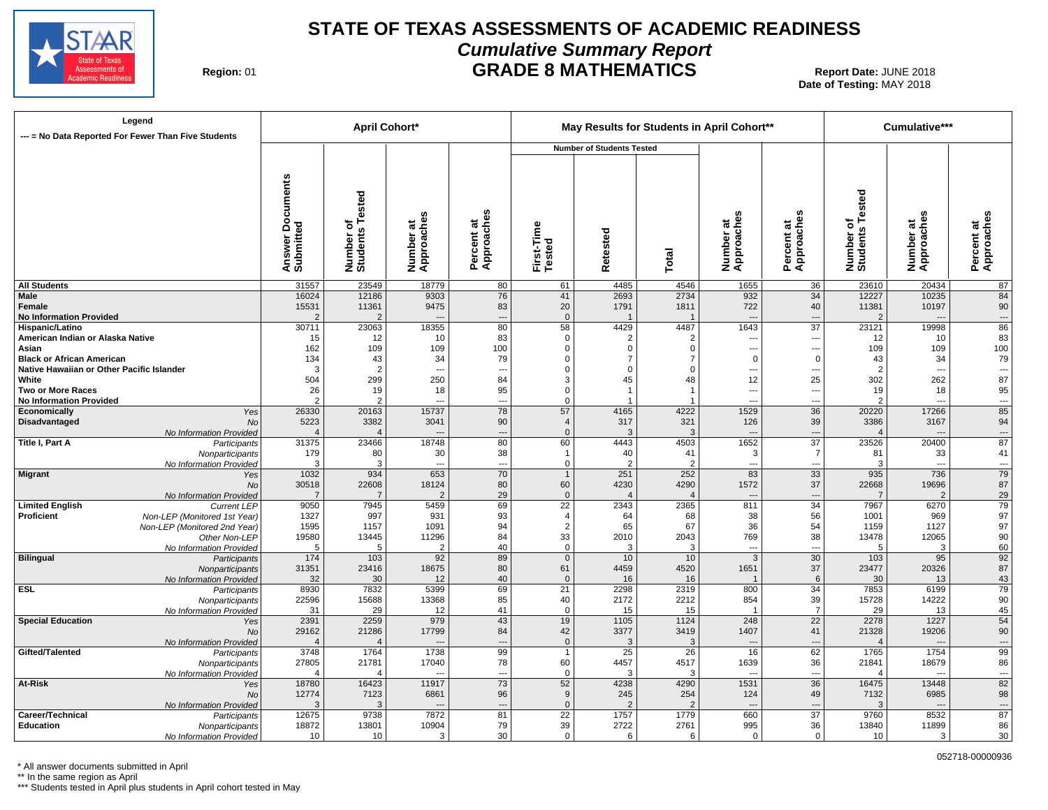# STATE OF TEXAS ASSESSMENTS OF ACADEMIC READINESS

## *Cumulative Summary Report*

## GRADE 8 MATHEMATICS

**Region:** 01

**Report Date:** JUNE 2018
**Date of Testing:** MAY 2018

| Legend<br>--- = No Data Reported For Fewer Than Five Students | | April Cohort* | | | | May Results for Students in April Cohort** | | | | | Cumulative*** | | |
|---|---|---|---|---|---|---|---|---|---|---|---|---|---|
| | | | | | | Number of Students Tested | | | | | | | |
| | | Answer Documents Submitted | Number of Students Tested | Number at Approaches | Percent at Approaches | First-Time Tested | Retested | Total | Number at Approaches | Percent at Approaches | Number of Students Tested | Number at Approaches | Percent at Approaches |
| **All Students** | | 31557 | 23549 | 18779 | 80 | 61 | 4485 | 4546 | 1655 | 36 | 23610 | 20434 | 87 |
| **Male** | | 16024 | 12186 | 9303 | 76 | 41 | 2693 | 2734 | 932 | 34 | 12227 | 10235 | 84 |
| **Female** | | 15531 | 11361 | 9475 | 83 | 20 | 1791 | 1811 | 722 | 40 | 11381 | 10197 | 90 |
| **No Information Provided** | | 2 | 2 | --- | --- | 0 | 1 | 1 | --- | --- | 2 | --- | --- |
| **Hispanic/Latino** | | 30711 | 23063 | 18355 | 80 | 58 | 4429 | 4487 | 1643 | 37 | 23121 | 19998 | 86 |
| **American Indian or Alaska Native** | | 15 | 12 | 10 | 83 | 0 | 2 | 2 | --- | --- | 12 | 10 | 83 |
| **Asian** | | 162 | 109 | 109 | 100 | 0 | 0 | 0 | --- | --- | 109 | 109 | 100 |
| **Black or African American** | | 134 | 43 | 34 | 79 | 0 | 7 | 7 | 0 | 0 | 43 | 34 | 79 |
| **Native Hawaiian or Other Pacific Islander** | | 3 | 2 | --- | --- | 0 | 0 | 0 | --- | --- | 2 | --- | --- |
| **White** | | 504 | 299 | 250 | 84 | 3 | 45 | 48 | 12 | 25 | 302 | 262 | 87 |
| **Two or More Races** | | 26 | 19 | 18 | 95 | 0 | 1 | 1 | --- | --- | 19 | 18 | 95 |
| **No Information Provided** | | 2 | 2 | --- | --- | 0 | 1 | 1 | --- | --- | 2 | --- | --- |
| **Economically Disadvantaged** | *Yes* | 26330 | 20163 | 15737 | 78 | 57 | 4165 | 4222 | 1529 | 36 | 20220 | 17266 | 85 |
| | *No* | 5223 | 3382 | 3041 | 90 | 4 | 317 | 321 | 126 | 39 | 3386 | 3167 | 94 |
| | *No Information Provided* | 4 | 4 | --- | --- | 0 | 3 | 3 | --- | --- | 4 | --- | --- |
| **Title I, Part A** | *Participants* | 31375 | 23466 | 18748 | 80 | 60 | 4443 | 4503 | 1652 | 37 | 23526 | 20400 | 87 |
| | *Nonparticipants* | 179 | 80 | 30 | 38 | 1 | 40 | 41 | 3 | 7 | 81 | 33 | 41 |
| | *No Information Provided* | 3 | 3 | --- | --- | 0 | 2 | 2 | --- | --- | 3 | --- | --- |
| **Migrant** | *Yes* | 1032 | 934 | 653 | 70 | 1 | 251 | 252 | 83 | 33 | 935 | 736 | 79 |
| | *No* | 30518 | 22608 | 18124 | 80 | 60 | 4230 | 4290 | 1572 | 37 | 22668 | 19696 | 87 |
| | *No Information Provided* | 7 | 7 | 2 | 29 | 0 | 4 | 4 | --- | --- | 7 | 2 | 29 |
| **Limited English Proficient** | *Current LEP* | 9050 | 7945 | 5459 | 69 | 22 | 2343 | 2365 | 811 | 34 | 7967 | 6270 | 79 |
| | *Non-LEP (Monitored 1st Year)* | 1327 | 997 | 931 | 93 | 4 | 64 | 68 | 38 | 56 | 1001 | 969 | 97 |
| | *Non-LEP (Monitored 2nd Year)* | 1595 | 1157 | 1091 | 94 | 2 | 65 | 67 | 36 | 54 | 1159 | 1127 | 97 |
| | *Other Non-LEP* | 19580 | 13445 | 11296 | 84 | 33 | 2010 | 2043 | 769 | 38 | 13478 | 12065 | 90 |
| | *No Information Provided* | 5 | 5 | 2 | 40 | 0 | 3 | 3 | --- | --- | 5 | 3 | 60 |
| **Bilingual** | *Participants* | 174 | 103 | 92 | 89 | 0 | 10 | 10 | 3 | 30 | 103 | 95 | 92 |
| | *Nonparticipants* | 31351 | 23416 | 18675 | 80 | 61 | 4459 | 4520 | 1651 | 37 | 23477 | 20326 | 87 |
| | *No Information Provided* | 32 | 30 | 12 | 40 | 0 | 16 | 16 | 1 | 6 | 30 | 13 | 43 |
| **ESL** | *Participants* | 8930 | 7832 | 5399 | 69 | 21 | 2298 | 2319 | 800 | 34 | 7853 | 6199 | 79 |
| | *Nonparticipants* | 22596 | 15688 | 13368 | 85 | 40 | 2172 | 2212 | 854 | 39 | 15728 | 14222 | 90 |
| | *No Information Provided* | 31 | 29 | 12 | 41 | 0 | 15 | 15 | 1 | 7 | 29 | 13 | 45 |
| **Special Education** | *Yes* | 2391 | 2259 | 979 | 43 | 19 | 1105 | 1124 | 248 | 22 | 2278 | 1227 | 54 |
| | *No* | 29162 | 21286 | 17799 | 84 | 42 | 3377 | 3419 | 1407 | 41 | 21328 | 19206 | 90 |
| | *No Information Provided* | 4 | 4 | --- | --- | 0 | 3 | 3 | --- | --- | 4 | --- | --- |
| **Gifted/Talented** | *Participants* | 3748 | 1764 | 1738 | 99 | 1 | 25 | 26 | 16 | 62 | 1765 | 1754 | 99 |
| | *Nonparticipants* | 27805 | 21781 | 17040 | 78 | 60 | 4457 | 4517 | 1639 | 36 | 21841 | 18679 | 86 |
| | *No Information Provided* | 4 | 4 | --- | --- | 0 | 3 | 3 | --- | --- | 4 | --- | --- |
| **At-Risk** | *Yes* | 18780 | 16423 | 11917 | 73 | 52 | 4238 | 4290 | 1531 | 36 | 16475 | 13448 | 82 |
| | *No* | 12774 | 7123 | 6861 | 96 | 9 | 245 | 254 | 124 | 49 | 7132 | 6985 | 98 |
| | *No Information Provided* | 3 | 3 | --- | --- | 0 | 2 | 2 | --- | --- | 3 | --- | --- |
| **Career/Technical Education** | *Participants* | 12675 | 9738 | 7872 | 81 | 22 | 1757 | 1779 | 660 | 37 | 9760 | 8532 | 87 |
| | *Nonparticipants* | 18872 | 13801 | 10904 | 79 | 39 | 2722 | 2761 | 995 | 36 | 13840 | 11899 | 86 |
| | *No Information Provided* | 10 | 10 | 3 | 30 | 0 | 6 | 6 | 0 | 0 | 10 | 3 | 30 |

\* All answer documents submitted in April
\** In the same region as April
\*** Students tested in April plus students in April cohort tested in May

052718-00000936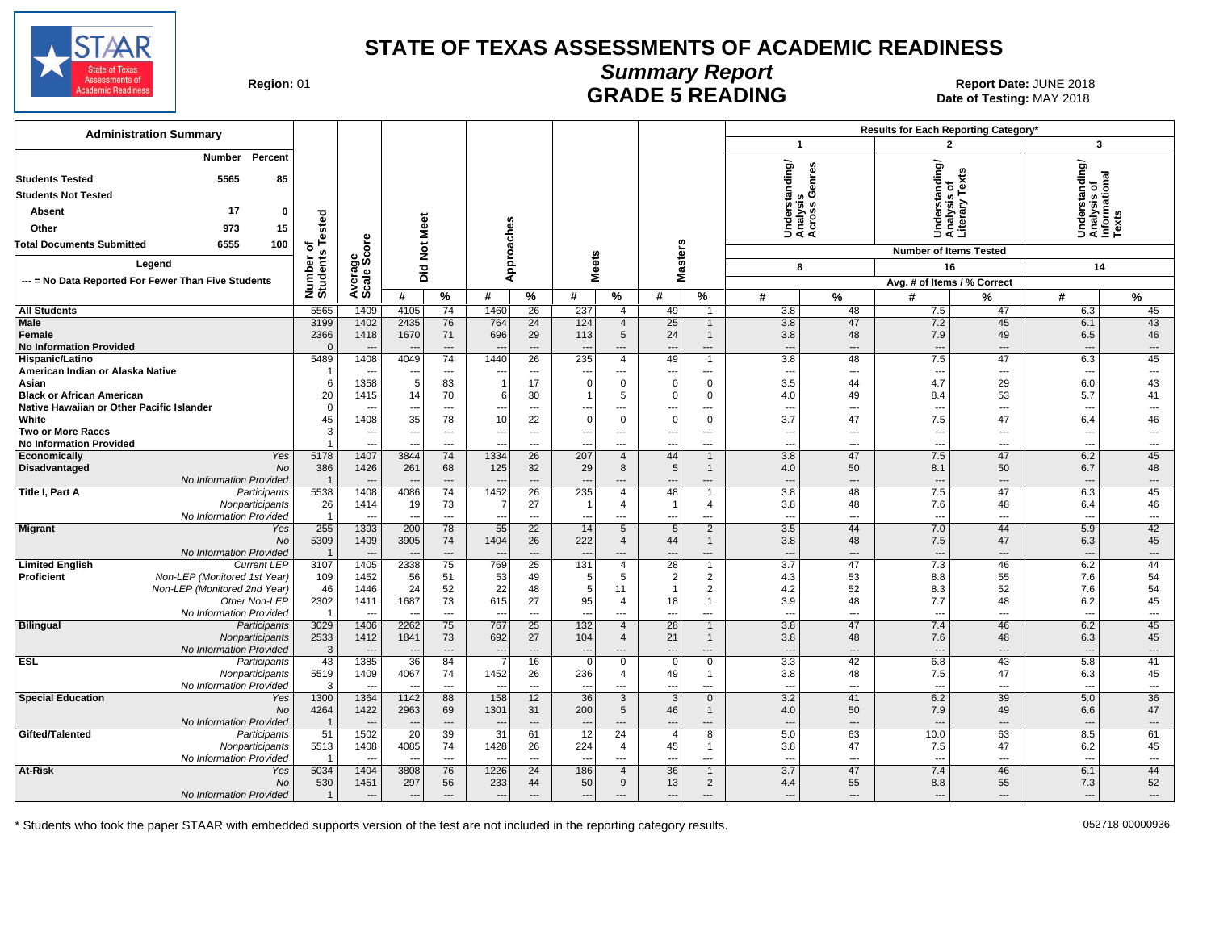# STATE OF TEXAS ASSESSMENTS OF ACADEMIC READINESS

## Summary Report

## GRADE 5 READING

**Region:** 01

**Report Date:** JUNE 2018
**Date of Testing:** MAY 2018

### Administration Summary

| | Number | Percent |
|---|---|---|
| Students Tested | 5565 | 85 |
| Students Not Tested | | |
| Absent | 17 | 0 |
| Other | 973 | 15 |
| Total Documents Submitted | 6555 | 100 |

Legend

--- = No Data Reported For Fewer Than Five Students

| | | Number of Students Tested | Average Scale Score | Did Not Meet | | Approaches | | Meets | | Masters | | 1 Understanding/ Analysis Across Genres (8 items) | | 2 Understanding/ Analysis of Literary Texts (16 items) | | 3 Understanding/ Analysis of Informational Texts (14 items) | |
|---|---|---|---|---|---|---|---|---|---|---|---|---|---|---|---|---|---|
| | | | | # | % | # | % | # | % | # | % | # | % | # | % | # | % |
| All Students | | 5565 | 1409 | 4105 | 74 | 1460 | 26 | 237 | 4 | 49 | 1 | 3.8 | 48 | 7.5 | 47 | 6.3 | 45 |
| Male | | 3199 | 1402 | 2435 | 76 | 764 | 24 | 124 | 4 | 25 | 1 | 3.8 | 47 | 7.2 | 45 | 6.1 | 43 |
| Female | | 2366 | 1418 | 1670 | 71 | 696 | 29 | 113 | 5 | 24 | 1 | 3.8 | 48 | 7.9 | 49 | 6.5 | 46 |
| No Information Provided | | 0 | --- | --- | --- | --- | --- | --- | --- | --- | --- | --- | --- | --- | --- | --- | --- |
| Hispanic/Latino | | 5489 | 1408 | 4049 | 74 | 1440 | 26 | 235 | 4 | 49 | 1 | 3.8 | 48 | 7.5 | 47 | 6.3 | 45 |
| American Indian or Alaska Native | | 1 | --- | --- | --- | --- | --- | --- | --- | --- | --- | --- | --- | --- | --- | --- | --- |
| Asian | | 6 | 1358 | 5 | 83 | 1 | 17 | 0 | 0 | 0 | 0 | 3.5 | 44 | 4.7 | 29 | 6.0 | 43 |
| Black or African American | | 20 | 1415 | 14 | 70 | 6 | 30 | 1 | 5 | 0 | 0 | 4.0 | 49 | 8.4 | 53 | 5.7 | 41 |
| Native Hawaiian or Other Pacific Islander | | 0 | --- | --- | --- | --- | --- | --- | --- | --- | --- | --- | --- | --- | --- | --- | --- |
| White | | 45 | 1408 | 35 | 78 | 10 | 22 | 0 | 0 | 0 | 0 | 3.7 | 47 | 7.5 | 47 | 6.4 | 46 |
| Two or More Races | | 3 | --- | --- | --- | --- | --- | --- | --- | --- | --- | --- | --- | --- | --- | --- | --- |
| No Information Provided | | 1 | --- | --- | --- | --- | --- | --- | --- | --- | --- | --- | --- | --- | --- | --- | --- |
| Economically Disadvantaged | Yes | 5178 | 1407 | 3844 | 74 | 1334 | 26 | 207 | 4 | 44 | 1 | 3.8 | 47 | 7.5 | 47 | 6.2 | 45 |
| | No | 386 | 1426 | 261 | 68 | 125 | 32 | 29 | 8 | 5 | 1 | 4.0 | 50 | 8.1 | 50 | 6.7 | 48 |
| | No Information Provided | 1 | --- | --- | --- | --- | --- | --- | --- | --- | --- | --- | --- | --- | --- | --- | --- |
| Title I, Part A | Participants | 5538 | 1408 | 4086 | 74 | 1452 | 26 | 235 | 4 | 48 | 1 | 3.8 | 48 | 7.5 | 47 | 6.3 | 45 |
| | Nonparticipants | 26 | 1414 | 19 | 73 | 7 | 27 | 1 | 4 | 1 | 4 | 3.8 | 48 | 7.6 | 48 | 6.4 | 46 |
| | No Information Provided | 1 | --- | --- | --- | --- | --- | --- | --- | --- | --- | --- | --- | --- | --- | --- | --- |
| Migrant | Yes | 255 | 1393 | 200 | 78 | 55 | 22 | 14 | 5 | 5 | 2 | 3.5 | 44 | 7.0 | 44 | 5.9 | 42 |
| | No | 5309 | 1409 | 3905 | 74 | 1404 | 26 | 222 | 4 | 44 | 1 | 3.8 | 48 | 7.5 | 47 | 6.3 | 45 |
| | No Information Provided | 1 | --- | --- | --- | --- | --- | --- | --- | --- | --- | --- | --- | --- | --- | --- | --- |
| Limited English Proficient | Current LEP | 3107 | 1405 | 2338 | 75 | 769 | 25 | 131 | 4 | 28 | 1 | 3.7 | 47 | 7.3 | 46 | 6.2 | 44 |
| | Non-LEP (Monitored 1st Year) | 109 | 1452 | 56 | 51 | 53 | 49 | 5 | 5 | 2 | 2 | 4.3 | 53 | 8.8 | 55 | 7.6 | 54 |
| | Non-LEP (Monitored 2nd Year) | 46 | 1446 | 24 | 52 | 22 | 48 | 5 | 11 | 1 | 2 | 4.2 | 52 | 8.3 | 52 | 7.6 | 54 |
| | Other Non-LEP | 2302 | 1411 | 1687 | 73 | 615 | 27 | 95 | 4 | 18 | 1 | 3.9 | 48 | 7.7 | 48 | 6.2 | 45 |
| | No Information Provided | 1 | --- | --- | --- | --- | --- | --- | --- | --- | --- | --- | --- | --- | --- | --- | --- |
| Bilingual | Participants | 3029 | 1406 | 2262 | 75 | 767 | 25 | 132 | 4 | 28 | 1 | 3.8 | 47 | 7.4 | 46 | 6.2 | 45 |
| | Nonparticipants | 2533 | 1412 | 1841 | 73 | 692 | 27 | 104 | 4 | 21 | 1 | 3.8 | 48 | 7.6 | 48 | 6.3 | 45 |
| | No Information Provided | 3 | --- | --- | --- | --- | --- | --- | --- | --- | --- | --- | --- | --- | --- | --- | --- |
| ESL | Participants | 43 | 1385 | 36 | 84 | 7 | 16 | 0 | 0 | 0 | 0 | 3.3 | 42 | 6.8 | 43 | 5.8 | 41 |
| | Nonparticipants | 5519 | 1409 | 4067 | 74 | 1452 | 26 | 236 | 4 | 49 | 1 | 3.8 | 48 | 7.5 | 47 | 6.3 | 45 |
| | No Information Provided | 3 | --- | --- | --- | --- | --- | --- | --- | --- | --- | --- | --- | --- | --- | --- | --- |
| Special Education | Yes | 1300 | 1364 | 1142 | 88 | 158 | 12 | 36 | 3 | 3 | 0 | 3.2 | 41 | 6.2 | 39 | 5.0 | 36 |
| | No | 4264 | 1422 | 2963 | 69 | 1301 | 31 | 200 | 5 | 46 | 1 | 4.0 | 50 | 7.9 | 49 | 6.6 | 47 |
| | No Information Provided | 1 | --- | --- | --- | --- | --- | --- | --- | --- | --- | --- | --- | --- | --- | --- | --- |
| Gifted/Talented | Participants | 51 | 1502 | 20 | 39 | 31 | 61 | 12 | 24 | 4 | 8 | 5.0 | 63 | 10.0 | 63 | 8.5 | 61 |
| | Nonparticipants | 5513 | 1408 | 4085 | 74 | 1428 | 26 | 224 | 4 | 45 | 1 | 3.8 | 47 | 7.5 | 47 | 6.2 | 45 |
| | No Information Provided | 1 | --- | --- | --- | --- | --- | --- | --- | --- | --- | --- | --- | --- | --- | --- | --- |
| At-Risk | Yes | 5034 | 1404 | 3808 | 76 | 1226 | 24 | 186 | 4 | 36 | 1 | 3.7 | 47 | 7.4 | 46 | 6.1 | 44 |
| | No | 530 | 1451 | 297 | 56 | 233 | 44 | 50 | 9 | 13 | 2 | 4.4 | 55 | 8.8 | 55 | 7.3 | 52 |
| | No Information Provided | 1 | --- | --- | --- | --- | --- | --- | --- | --- | --- | --- | --- | --- | --- | --- | --- |

Results for Each Reporting Category*: Number of Items Tested; Avg. # of Items / % Correct

\* Students who took the paper STAAR with embedded supports version of the test are not included in the reporting category results.

052718-00000936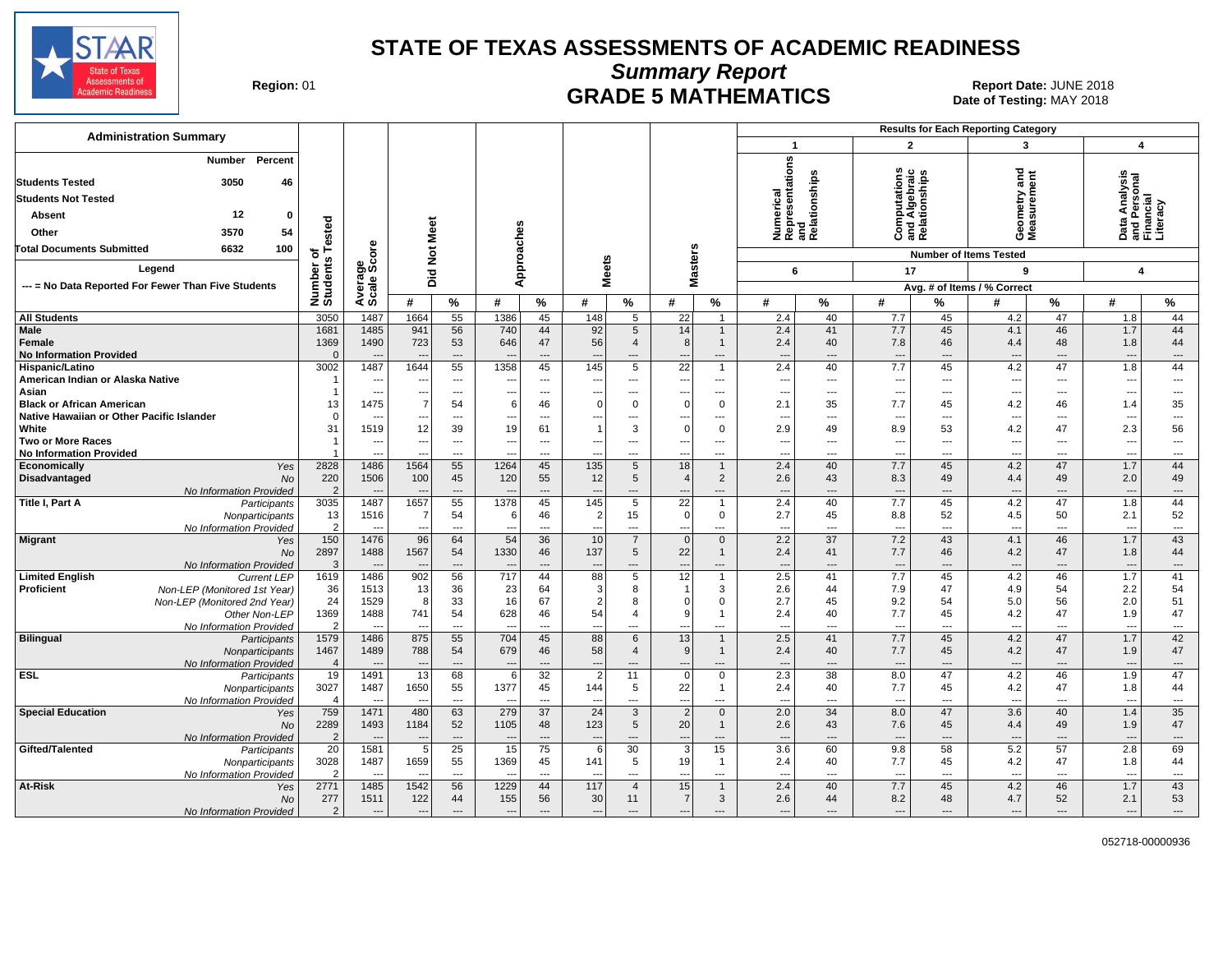# STATE OF TEXAS ASSESSMENTS OF ACADEMIC READINESS

## Summary Report

## GRADE 5 MATHEMATICS

**Region:** 01

**Report Date:** JUNE 2018
**Date of Testing:** MAY 2018

| Administration Summary | Number | Percent |
|---|---|---|
| Students Tested | 3050 | 46 |
| Students Not Tested | | |
| Absent | 12 | 0 |
| Other | 3570 | 54 |
| Total Documents Submitted | 6632 | 100 |

Legend

--- = No Data Reported For Fewer Than Five Students

Results for Each Reporting Category: 1 = Numerical Representations and Relationships (Number of Items Tested: 6); 2 = Computations and Algebraic Relationships (17); 3 = Geometry and Measurement (9); 4 = Data Analysis and Personal Financial Literacy (4). Reporting category values are Avg. # of Items / % Correct.

| Group | | Number of Students Tested | Average Scale Score | Did Not Meet # | Did Not Meet % | Approaches # | Approaches % | Meets # | Meets % | Masters # | Masters % | Cat 1 # | Cat 1 % | Cat 2 # | Cat 2 % | Cat 3 # | Cat 3 % | Cat 4 # | Cat 4 % |
|---|---|---|---|---|---|---|---|---|---|---|---|---|---|---|---|---|---|---|---|
| All Students | | 3050 | 1487 | 1664 | 55 | 1386 | 45 | 148 | 5 | 22 | 1 | 2.4 | 40 | 7.7 | 45 | 4.2 | 47 | 1.8 | 44 |
| Male | | 1681 | 1485 | 941 | 56 | 740 | 44 | 92 | 5 | 14 | 1 | 2.4 | 41 | 7.7 | 45 | 4.1 | 46 | 1.7 | 44 |
| Female | | 1369 | 1490 | 723 | 53 | 646 | 47 | 56 | 4 | 8 | 1 | 2.4 | 40 | 7.8 | 46 | 4.4 | 48 | 1.8 | 44 |
| No Information Provided | | 0 | --- | --- | --- | --- | --- | --- | --- | --- | --- | --- | --- | --- | --- | --- | --- | --- | --- |
| Hispanic/Latino | | 3002 | 1487 | 1644 | 55 | 1358 | 45 | 145 | 5 | 22 | 1 | 2.4 | 40 | 7.7 | 45 | 4.2 | 47 | 1.8 | 44 |
| American Indian or Alaska Native | | 1 | --- | --- | --- | --- | --- | --- | --- | --- | --- | --- | --- | --- | --- | --- | --- | --- | --- |
| Asian | | 1 | --- | --- | --- | --- | --- | --- | --- | --- | --- | --- | --- | --- | --- | --- | --- | --- | --- |
| Black or African American | | 13 | 1475 | 7 | 54 | 6 | 46 | 0 | 0 | 0 | 0 | 2.1 | 35 | 7.7 | 45 | 4.2 | 46 | 1.4 | 35 |
| Native Hawaiian or Other Pacific Islander | | 0 | --- | --- | --- | --- | --- | --- | --- | --- | --- | --- | --- | --- | --- | --- | --- | --- | --- |
| White | | 31 | 1519 | 12 | 39 | 19 | 61 | 1 | 3 | 0 | 0 | 2.9 | 49 | 8.9 | 53 | 4.2 | 47 | 2.3 | 56 |
| Two or More Races | | 1 | --- | --- | --- | --- | --- | --- | --- | --- | --- | --- | --- | --- | --- | --- | --- | --- | --- |
| No Information Provided | | 1 | --- | --- | --- | --- | --- | --- | --- | --- | --- | --- | --- | --- | --- | --- | --- | --- | --- |
| Economically Disadvantaged | Yes | 2828 | 1486 | 1564 | 55 | 1264 | 45 | 135 | 5 | 18 | 1 | 2.4 | 40 | 7.7 | 45 | 4.2 | 47 | 1.7 | 44 |
| | No | 220 | 1506 | 100 | 45 | 120 | 55 | 12 | 5 | 4 | 2 | 2.6 | 43 | 8.3 | 49 | 4.4 | 49 | 2.0 | 49 |
| | No Information Provided | 2 | --- | --- | --- | --- | --- | --- | --- | --- | --- | --- | --- | --- | --- | --- | --- | --- | --- |
| Title I, Part A | Participants | 3035 | 1487 | 1657 | 55 | 1378 | 45 | 145 | 5 | 22 | 1 | 2.4 | 40 | 7.7 | 45 | 4.2 | 47 | 1.8 | 44 |
| | Nonparticipants | 13 | 1516 | 7 | 54 | 6 | 46 | 2 | 15 | 0 | 0 | 2.7 | 45 | 8.8 | 52 | 4.5 | 50 | 2.1 | 52 |
| | No Information Provided | 2 | --- | --- | --- | --- | --- | --- | --- | --- | --- | --- | --- | --- | --- | --- | --- | --- | --- |
| Migrant | Yes | 150 | 1476 | 96 | 64 | 54 | 36 | 10 | 7 | 0 | 0 | 2.2 | 37 | 7.2 | 43 | 4.1 | 46 | 1.7 | 43 |
| | No | 2897 | 1488 | 1567 | 54 | 1330 | 46 | 137 | 5 | 22 | 1 | 2.4 | 41 | 7.7 | 46 | 4.2 | 47 | 1.8 | 44 |
| | No Information Provided | 3 | --- | --- | --- | --- | --- | --- | --- | --- | --- | --- | --- | --- | --- | --- | --- | --- | --- |
| Limited English Proficient | Current LEP | 1619 | 1486 | 902 | 56 | 717 | 44 | 88 | 5 | 12 | 1 | 2.5 | 41 | 7.7 | 45 | 4.2 | 46 | 1.7 | 41 |
| | Non-LEP (Monitored 1st Year) | 36 | 1513 | 13 | 36 | 23 | 64 | 3 | 8 | 1 | 3 | 2.6 | 44 | 7.9 | 47 | 4.9 | 54 | 2.2 | 54 |
| | Non-LEP (Monitored 2nd Year) | 24 | 1529 | 8 | 33 | 16 | 67 | 2 | 8 | 0 | 0 | 2.7 | 45 | 9.2 | 54 | 5.0 | 56 | 2.0 | 51 |
| | Other Non-LEP | 1369 | 1488 | 741 | 54 | 628 | 46 | 54 | 4 | 9 | 1 | 2.4 | 40 | 7.7 | 45 | 4.2 | 47 | 1.9 | 47 |
| | No Information Provided | 2 | --- | --- | --- | --- | --- | --- | --- | --- | --- | --- | --- | --- | --- | --- | --- | --- | --- |
| Bilingual | Participants | 1579 | 1486 | 875 | 55 | 704 | 45 | 88 | 6 | 13 | 1 | 2.5 | 41 | 7.7 | 45 | 4.2 | 47 | 1.7 | 42 |
| | Nonparticipants | 1467 | 1489 | 788 | 54 | 679 | 46 | 58 | 4 | 9 | 1 | 2.4 | 40 | 7.7 | 45 | 4.2 | 47 | 1.9 | 47 |
| | No Information Provided | 4 | --- | --- | --- | --- | --- | --- | --- | --- | --- | --- | --- | --- | --- | --- | --- | --- | --- |
| ESL | Participants | 19 | 1491 | 13 | 68 | 6 | 32 | 2 | 11 | 0 | 0 | 2.3 | 38 | 8.0 | 47 | 4.2 | 46 | 1.9 | 47 |
| | Nonparticipants | 3027 | 1487 | 1650 | 55 | 1377 | 45 | 144 | 5 | 22 | 1 | 2.4 | 40 | 7.7 | 45 | 4.2 | 47 | 1.8 | 44 |
| | No Information Provided | 4 | --- | --- | --- | --- | --- | --- | --- | --- | --- | --- | --- | --- | --- | --- | --- | --- | --- |
| Special Education | Yes | 759 | 1471 | 480 | 63 | 279 | 37 | 24 | 3 | 2 | 0 | 2.0 | 34 | 8.0 | 47 | 3.6 | 40 | 1.4 | 35 |
| | No | 2289 | 1493 | 1184 | 52 | 1105 | 48 | 123 | 5 | 20 | 1 | 2.6 | 43 | 7.6 | 45 | 4.4 | 49 | 1.9 | 47 |
| | No Information Provided | 2 | --- | --- | --- | --- | --- | --- | --- | --- | --- | --- | --- | --- | --- | --- | --- | --- | --- |
| Gifted/Talented | Participants | 20 | 1581 | 5 | 25 | 15 | 75 | 6 | 30 | 3 | 15 | 3.6 | 60 | 9.8 | 58 | 5.2 | 57 | 2.8 | 69 |
| | Nonparticipants | 3028 | 1487 | 1659 | 55 | 1369 | 45 | 141 | 5 | 19 | 1 | 2.4 | 40 | 7.7 | 45 | 4.2 | 47 | 1.8 | 44 |
| | No Information Provided | 2 | --- | --- | --- | --- | --- | --- | --- | --- | --- | --- | --- | --- | --- | --- | --- | --- | --- |
| At-Risk | Yes | 2771 | 1485 | 1542 | 56 | 1229 | 44 | 117 | 4 | 15 | 1 | 2.4 | 40 | 7.7 | 45 | 4.2 | 46 | 1.7 | 43 |
| | No | 277 | 1511 | 122 | 44 | 155 | 56 | 30 | 11 | 7 | 3 | 2.6 | 44 | 8.2 | 48 | 4.7 | 52 | 2.1 | 53 |
| | No Information Provided | 2 | --- | --- | --- | --- | --- | --- | --- | --- | --- | --- | --- | --- | --- | --- | --- | --- | --- |

052718-00000936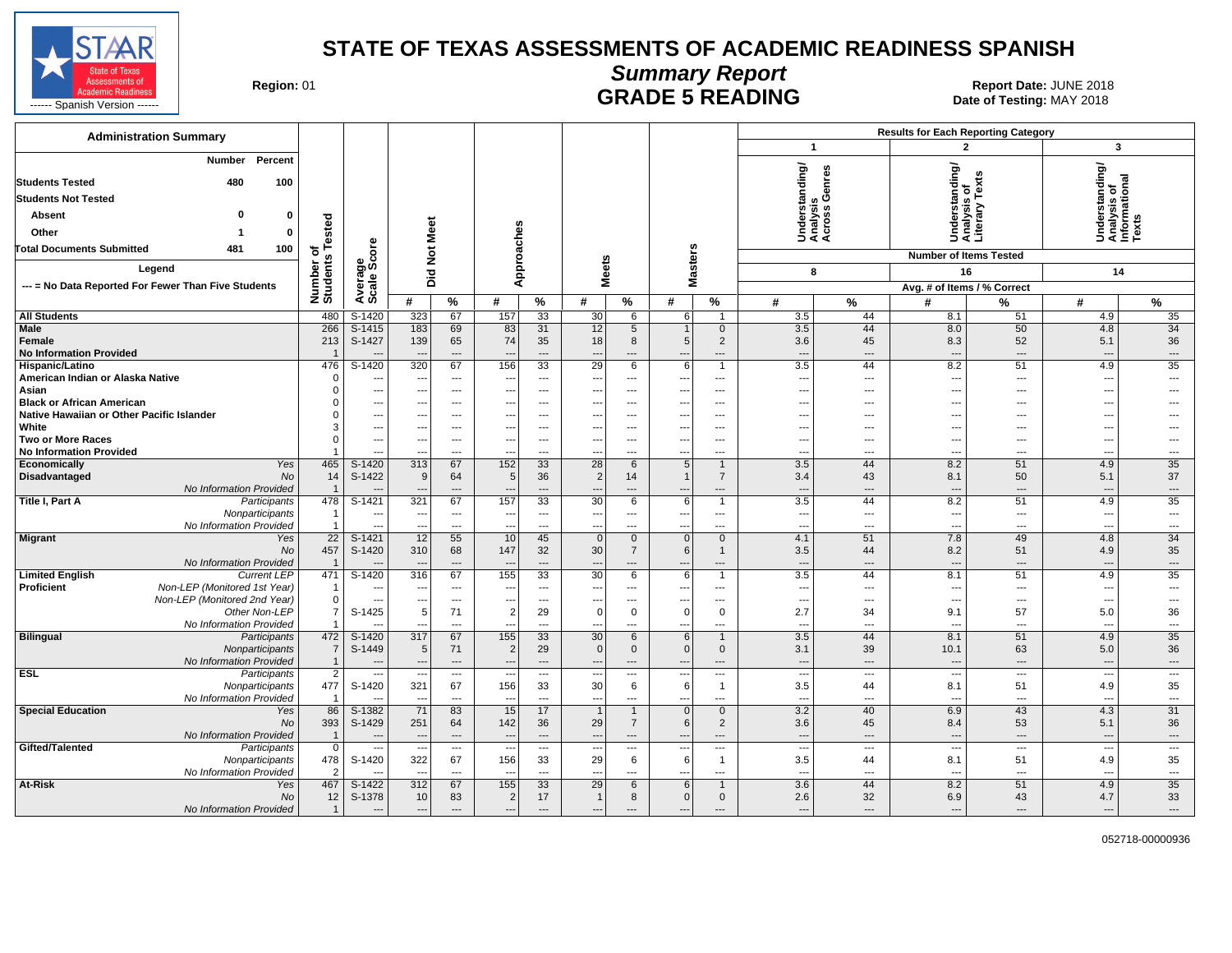# STATE OF TEXAS ASSESSMENTS OF ACADEMIC READINESS SPANISH

## Summary Report

## GRADE 5 READING

STAAR — State of Texas Assessments of Academic Readiness — Spanish Version

**Region:** 01

**Report Date:** JUNE 2018
**Date of Testing:** MAY 2018

**Administration Summary**

| | Number | Percent |
|---|---|---|
| **Students Tested** | 480 | 100 |
| **Students Not Tested** | | |
| Absent | 0 | 0 |
| Other | 1 | 0 |
| **Total Documents Submitted** | 481 | 100 |

**Legend**

--- = No Data Reported For Fewer Than Five Students

| Group | Subgroup | Number of Students Tested | Average Scale Score | Did Not Meet # | Did Not Meet % | Approaches # | Approaches % | Meets # | Meets % | Masters # | Masters % | 1: Understanding/Analysis Across Genres (8 items) Avg. # | 1 % | 2: Understanding/Analysis of Literary Texts (16 items) Avg. # | 2 % | 3: Understanding/Analysis of Informational Texts (14 items) Avg. # | 3 % |
|---|---|---|---|---|---|---|---|---|---|---|---|---|---|---|---|---|---|
| **All Students** | | 480 | S-1420 | 323 | 67 | 157 | 33 | 30 | 6 | 6 | 1 | 3.5 | 44 | 8.1 | 51 | 4.9 | 35 |
| **Male** | | 266 | S-1415 | 183 | 69 | 83 | 31 | 12 | 5 | 1 | 0 | 3.5 | 44 | 8.0 | 50 | 4.8 | 34 |
| **Female** | | 213 | S-1427 | 139 | 65 | 74 | 35 | 18 | 8 | 5 | 2 | 3.6 | 45 | 8.3 | 52 | 5.1 | 36 |
| **No Information Provided** | | 1 | --- | --- | --- | --- | --- | --- | --- | --- | --- | --- | --- | --- | --- | --- | --- |
| **Hispanic/Latino** | | 476 | S-1420 | 320 | 67 | 156 | 33 | 29 | 6 | 6 | 1 | 3.5 | 44 | 8.2 | 51 | 4.9 | 35 |
| **American Indian or Alaska Native** | | 0 | --- | --- | --- | --- | --- | --- | --- | --- | --- | --- | --- | --- | --- | --- | --- |
| **Asian** | | 0 | --- | --- | --- | --- | --- | --- | --- | --- | --- | --- | --- | --- | --- | --- | --- |
| **Black or African American** | | 0 | --- | --- | --- | --- | --- | --- | --- | --- | --- | --- | --- | --- | --- | --- | --- |
| **Native Hawaiian or Other Pacific Islander** | | 0 | --- | --- | --- | --- | --- | --- | --- | --- | --- | --- | --- | --- | --- | --- | --- |
| **White** | | 3 | --- | --- | --- | --- | --- | --- | --- | --- | --- | --- | --- | --- | --- | --- | --- |
| **Two or More Races** | | 0 | --- | --- | --- | --- | --- | --- | --- | --- | --- | --- | --- | --- | --- | --- | --- |
| **No Information Provided** | | 1 | --- | --- | --- | --- | --- | --- | --- | --- | --- | --- | --- | --- | --- | --- | --- |
| **Economically Disadvantaged** | *Yes* | 465 | S-1420 | 313 | 67 | 152 | 33 | 28 | 6 | 5 | 1 | 3.5 | 44 | 8.2 | 51 | 4.9 | 35 |
| | *No* | 14 | S-1422 | 9 | 64 | 5 | 36 | 2 | 14 | 1 | 7 | 3.4 | 43 | 8.1 | 50 | 5.1 | 37 |
| | *No Information Provided* | 1 | --- | --- | --- | --- | --- | --- | --- | --- | --- | --- | --- | --- | --- | --- | --- |
| **Title I, Part A** | *Participants* | 478 | S-1421 | 321 | 67 | 157 | 33 | 30 | 6 | 6 | 1 | 3.5 | 44 | 8.2 | 51 | 4.9 | 35 |
| | *Nonparticipants* | 1 | --- | --- | --- | --- | --- | --- | --- | --- | --- | --- | --- | --- | --- | --- | --- |
| | *No Information Provided* | 1 | --- | --- | --- | --- | --- | --- | --- | --- | --- | --- | --- | --- | --- | --- | --- |
| **Migrant** | *Yes* | 22 | S-1421 | 12 | 55 | 10 | 45 | 0 | 0 | 0 | 0 | 4.1 | 51 | 7.8 | 49 | 4.8 | 34 |
| | *No* | 457 | S-1420 | 310 | 68 | 147 | 32 | 30 | 7 | 6 | 1 | 3.5 | 44 | 8.2 | 51 | 4.9 | 35 |
| | *No Information Provided* | 1 | --- | --- | --- | --- | --- | --- | --- | --- | --- | --- | --- | --- | --- | --- | --- |
| **Limited English Proficient** | *Current LEP* | 471 | S-1420 | 316 | 67 | 155 | 33 | 30 | 6 | 6 | 1 | 3.5 | 44 | 8.1 | 51 | 4.9 | 35 |
| | *Non-LEP (Monitored 1st Year)* | 1 | --- | --- | --- | --- | --- | --- | --- | --- | --- | --- | --- | --- | --- | --- | --- |
| | *Non-LEP (Monitored 2nd Year)* | 0 | --- | --- | --- | --- | --- | --- | --- | --- | --- | --- | --- | --- | --- | --- | --- |
| | *Other Non-LEP* | 7 | S-1425 | 5 | 71 | 2 | 29 | 0 | 0 | 0 | 0 | 2.7 | 34 | 9.1 | 57 | 5.0 | 36 |
| | *No Information Provided* | 1 | --- | --- | --- | --- | --- | --- | --- | --- | --- | --- | --- | --- | --- | --- | --- |
| **Bilingual** | *Participants* | 472 | S-1420 | 317 | 67 | 155 | 33 | 30 | 6 | 6 | 1 | 3.5 | 44 | 8.1 | 51 | 4.9 | 35 |
| | *Nonparticipants* | 7 | S-1449 | 5 | 71 | 2 | 29 | 0 | 0 | 0 | 0 | 3.1 | 39 | 10.1 | 63 | 5.0 | 36 |
| | *No Information Provided* | 1 | --- | --- | --- | --- | --- | --- | --- | --- | --- | --- | --- | --- | --- | --- | --- |
| **ESL** | *Participants* | 2 | --- | --- | --- | --- | --- | --- | --- | --- | --- | --- | --- | --- | --- | --- | --- |
| | *Nonparticipants* | 477 | S-1420 | 321 | 67 | 156 | 33 | 30 | 6 | 6 | 1 | 3.5 | 44 | 8.1 | 51 | 4.9 | 35 |
| | *No Information Provided* | 1 | --- | --- | --- | --- | --- | --- | --- | --- | --- | --- | --- | --- | --- | --- | --- |
| **Special Education** | *Yes* | 86 | S-1382 | 71 | 83 | 15 | 17 | 1 | 1 | 0 | 0 | 3.2 | 40 | 6.9 | 43 | 4.3 | 31 |
| | *No* | 393 | S-1429 | 251 | 64 | 142 | 36 | 29 | 7 | 6 | 2 | 3.6 | 45 | 8.4 | 53 | 5.1 | 36 |
| | *No Information Provided* | 1 | --- | --- | --- | --- | --- | --- | --- | --- | --- | --- | --- | --- | --- | --- | --- |
| **Gifted/Talented** | *Participants* | 0 | --- | --- | --- | --- | --- | --- | --- | --- | --- | --- | --- | --- | --- | --- | --- |
| | *Nonparticipants* | 478 | S-1420 | 322 | 67 | 156 | 33 | 29 | 6 | 6 | 1 | 3.5 | 44 | 8.1 | 51 | 4.9 | 35 |
| | *No Information Provided* | 2 | --- | --- | --- | --- | --- | --- | --- | --- | --- | --- | --- | --- | --- | --- | --- |
| **At-Risk** | *Yes* | 467 | S-1422 | 312 | 67 | 155 | 33 | 29 | 6 | 6 | 1 | 3.6 | 44 | 8.2 | 51 | 4.9 | 35 |
| | *No* | 12 | S-1378 | 10 | 83 | 2 | 17 | 1 | 8 | 0 | 0 | 2.6 | 32 | 6.9 | 43 | 4.7 | 33 |
| | *No Information Provided* | 1 | --- | --- | --- | --- | --- | --- | --- | --- | --- | --- | --- | --- | --- | --- | --- |

052718-00000936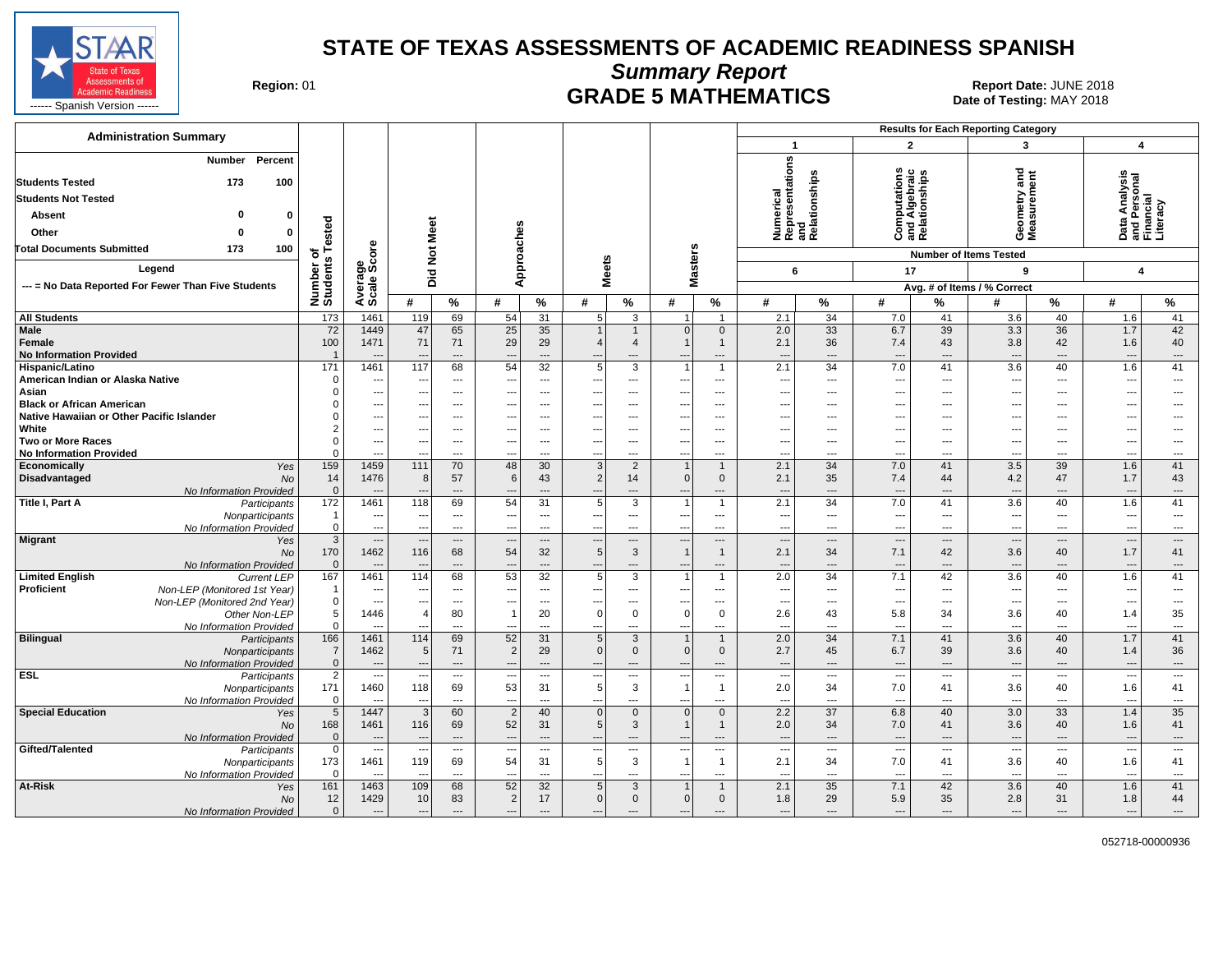# STATE OF TEXAS ASSESSMENTS OF ACADEMIC READINESS SPANISH

## Summary Report

## GRADE 5 MATHEMATICS

Region: 01

Report Date: JUNE 2018

Date of Testing: MAY 2018

**Administration Summary**

| | Number | Percent |
|---|---|---|
| Students Tested | 173 | 100 |
| Students Not Tested | | |
| Absent | 0 | 0 |
| Other | 0 | 0 |
| Total Documents Submitted | 173 | 100 |

Legend

--- = No Data Reported For Fewer Than Five Students

| | | Number of Students Tested | Average Scale Score | Did Not Meet # | Did Not Meet % | Approaches # | Approaches % | Meets # | Meets % | Masters # | Masters % | 1 Numerical Representations and Relationships (6 items) # | 1 % | 2 Computations and Algebraic Relationships (17 items) # | 2 % | 3 Geometry and Measurement (9 items) # | 3 % | 4 Data Analysis and Personal Financial Literacy (4 items) # | 4 % |
|---|---|---|---|---|---|---|---|---|---|---|---|---|---|---|---|---|---|---|---|
| **All Students** | | 173 | 1461 | 119 | 69 | 54 | 31 | 5 | 3 | 1 | 1 | 2.1 | 34 | 7.0 | 41 | 3.6 | 40 | 1.6 | 41 |
| **Male** | | 72 | 1449 | 47 | 65 | 25 | 35 | 1 | 1 | 0 | 0 | 2.0 | 33 | 6.7 | 39 | 3.3 | 36 | 1.7 | 42 |
| **Female** | | 100 | 1471 | 71 | 71 | 29 | 29 | 4 | 4 | 1 | 1 | 2.1 | 36 | 7.4 | 43 | 3.8 | 42 | 1.6 | 40 |
| **No Information Provided** | | 1 | --- | --- | --- | --- | --- | --- | --- | --- | --- | --- | --- | --- | --- | --- | --- | --- | --- |
| **Hispanic/Latino** | | 171 | 1461 | 117 | 68 | 54 | 32 | 5 | 3 | 1 | 1 | 2.1 | 34 | 7.0 | 41 | 3.6 | 40 | 1.6 | 41 |
| **American Indian or Alaska Native** | | 0 | --- | --- | --- | --- | --- | --- | --- | --- | --- | --- | --- | --- | --- | --- | --- | --- | --- |
| **Asian** | | 0 | --- | --- | --- | --- | --- | --- | --- | --- | --- | --- | --- | --- | --- | --- | --- | --- | --- |
| **Black or African American** | | 0 | --- | --- | --- | --- | --- | --- | --- | --- | --- | --- | --- | --- | --- | --- | --- | --- | --- |
| **Native Hawaiian or Other Pacific Islander** | | 0 | --- | --- | --- | --- | --- | --- | --- | --- | --- | --- | --- | --- | --- | --- | --- | --- | --- |
| **White** | | 2 | --- | --- | --- | --- | --- | --- | --- | --- | --- | --- | --- | --- | --- | --- | --- | --- | --- |
| **Two or More Races** | | 0 | --- | --- | --- | --- | --- | --- | --- | --- | --- | --- | --- | --- | --- | --- | --- | --- | --- |
| **No Information Provided** | | 0 | --- | --- | --- | --- | --- | --- | --- | --- | --- | --- | --- | --- | --- | --- | --- | --- | --- |
| **Economically Disadvantaged** | Yes | 159 | 1459 | 111 | 70 | 48 | 30 | 3 | 2 | 1 | 1 | 2.1 | 34 | 7.0 | 41 | 3.5 | 39 | 1.6 | 41 |
| | No | 14 | 1476 | 8 | 57 | 6 | 43 | 2 | 14 | 0 | 0 | 2.1 | 35 | 7.4 | 44 | 4.2 | 47 | 1.7 | 43 |
| | No Information Provided | 0 | --- | --- | --- | --- | --- | --- | --- | --- | --- | --- | --- | --- | --- | --- | --- | --- | --- |
| **Title I, Part A** | Participants | 172 | 1461 | 118 | 69 | 54 | 31 | 5 | 3 | 1 | 1 | 2.1 | 34 | 7.0 | 41 | 3.6 | 40 | 1.6 | 41 |
| | Nonparticipants | 1 | --- | --- | --- | --- | --- | --- | --- | --- | --- | --- | --- | --- | --- | --- | --- | --- | --- |
| | No Information Provided | 0 | --- | --- | --- | --- | --- | --- | --- | --- | --- | --- | --- | --- | --- | --- | --- | --- | --- |
| **Migrant** | Yes | 3 | --- | --- | --- | --- | --- | --- | --- | --- | --- | --- | --- | --- | --- | --- | --- | --- | --- |
| | No | 170 | 1462 | 116 | 68 | 54 | 32 | 5 | 3 | 1 | 1 | 2.1 | 34 | 7.1 | 42 | 3.6 | 40 | 1.7 | 41 |
| | No Information Provided | 0 | --- | --- | --- | --- | --- | --- | --- | --- | --- | --- | --- | --- | --- | --- | --- | --- | --- |
| **Limited English Proficient** | Current LEP | 167 | 1461 | 114 | 68 | 53 | 32 | 5 | 3 | 1 | 1 | 2.0 | 34 | 7.1 | 42 | 3.6 | 40 | 1.6 | 41 |
| | Non-LEP (Monitored 1st Year) | 1 | --- | --- | --- | --- | --- | --- | --- | --- | --- | --- | --- | --- | --- | --- | --- | --- | --- |
| | Non-LEP (Monitored 2nd Year) | 0 | --- | --- | --- | --- | --- | --- | --- | --- | --- | --- | --- | --- | --- | --- | --- | --- | --- |
| | Other Non-LEP | 5 | 1446 | 4 | 80 | 1 | 20 | 0 | 0 | 0 | 0 | 2.6 | 43 | 5.8 | 34 | 3.6 | 40 | 1.4 | 35 |
| | No Information Provided | 0 | --- | --- | --- | --- | --- | --- | --- | --- | --- | --- | --- | --- | --- | --- | --- | --- | --- |
| **Bilingual** | Participants | 166 | 1461 | 114 | 69 | 52 | 31 | 5 | 3 | 1 | 1 | 2.0 | 34 | 7.1 | 41 | 3.6 | 40 | 1.7 | 41 |
| | Nonparticipants | 7 | 1462 | 5 | 71 | 2 | 29 | 0 | 0 | 0 | 0 | 2.7 | 45 | 6.7 | 39 | 3.6 | 40 | 1.4 | 36 |
| | No Information Provided | 0 | --- | --- | --- | --- | --- | --- | --- | --- | --- | --- | --- | --- | --- | --- | --- | --- | --- |
| **ESL** | Participants | 2 | --- | --- | --- | --- | --- | --- | --- | --- | --- | --- | --- | --- | --- | --- | --- | --- | --- |
| | Nonparticipants | 171 | 1460 | 118 | 69 | 53 | 31 | 5 | 3 | 1 | 1 | 2.0 | 34 | 7.0 | 41 | 3.6 | 40 | 1.6 | 41 |
| | No Information Provided | 0 | --- | --- | --- | --- | --- | --- | --- | --- | --- | --- | --- | --- | --- | --- | --- | --- | --- |
| **Special Education** | Yes | 5 | 1447 | 3 | 60 | 2 | 40 | 0 | 0 | 0 | 0 | 2.2 | 37 | 6.8 | 40 | 3.0 | 33 | 1.4 | 35 |
| | No | 168 | 1461 | 116 | 69 | 52 | 31 | 5 | 3 | 1 | 1 | 2.0 | 34 | 7.0 | 41 | 3.6 | 40 | 1.6 | 41 |
| | No Information Provided | 0 | --- | --- | --- | --- | --- | --- | --- | --- | --- | --- | --- | --- | --- | --- | --- | --- | --- |
| **Gifted/Talented** | Participants | 0 | --- | --- | --- | --- | --- | --- | --- | --- | --- | --- | --- | --- | --- | --- | --- | --- | --- |
| | Nonparticipants | 173 | 1461 | 119 | 69 | 54 | 31 | 5 | 3 | 1 | 1 | 2.1 | 34 | 7.0 | 41 | 3.6 | 40 | 1.6 | 41 |
| | No Information Provided | 0 | --- | --- | --- | --- | --- | --- | --- | --- | --- | --- | --- | --- | --- | --- | --- | --- | --- |
| **At-Risk** | Yes | 161 | 1463 | 109 | 68 | 52 | 32 | 5 | 3 | 1 | 1 | 2.1 | 35 | 7.1 | 42 | 3.6 | 40 | 1.6 | 41 |
| | No | 12 | 1429 | 10 | 83 | 2 | 17 | 0 | 0 | 0 | 0 | 1.8 | 29 | 5.9 | 35 | 2.8 | 31 | 1.8 | 44 |
| | No Information Provided | 0 | --- | --- | --- | --- | --- | --- | --- | --- | --- | --- | --- | --- | --- | --- | --- | --- | --- |

052718-00000936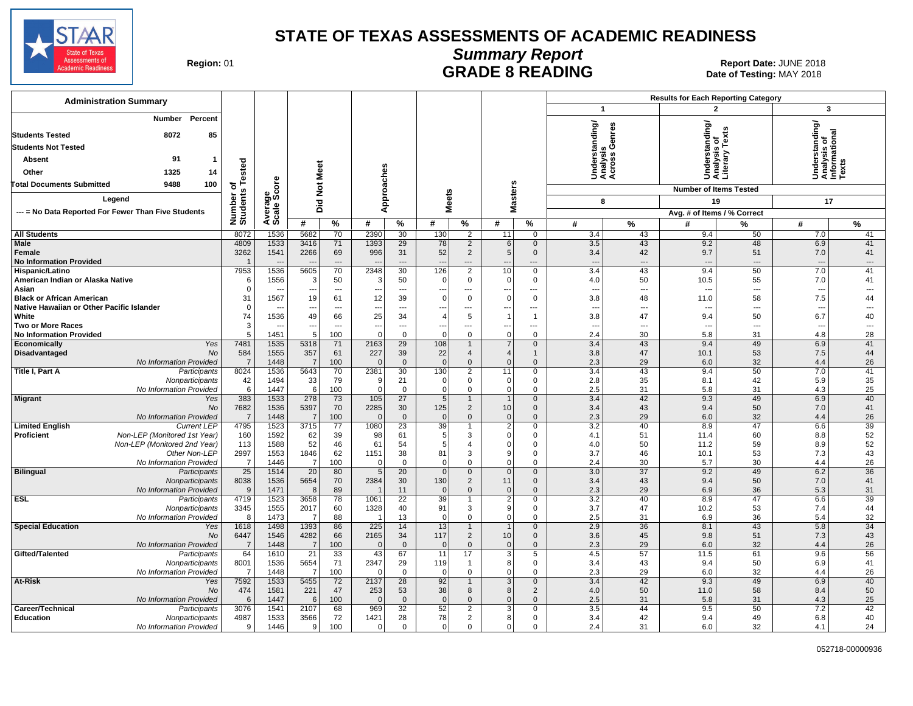# STATE OF TEXAS ASSESSMENTS OF ACADEMIC READINESS

## Summary Report

## GRADE 8 READING

**Region:** 01

**Report Date:** JUNE 2018
**Date of Testing:** MAY 2018

### Administration Summary

| | Number | Percent |
|---|---|---|
| **Students Tested** | 8072 | 85 |
| **Students Not Tested** | | |
| Absent | 91 | 1 |
| Other | 1325 | 14 |
| **Total Documents Submitted** | 9488 | 100 |

Legend

--- = No Data Reported For Fewer Than Five Students

Results for Each Reporting Category:
- 1: Understanding/Analysis Across Genres — Number of Items Tested: 8
- 2: Understanding/Analysis of Literary Texts — Number of Items Tested: 19
- 3: Understanding/Analysis of Informational Texts — Number of Items Tested: 17

(Reporting category columns show Avg. # of Items / % Correct)

| Group | | Number of Students Tested | Average Scale Score | Did Not Meet # | Did Not Meet % | Approaches # | Approaches % | Meets # | Meets % | Masters # | Masters % | Cat. 1 # | Cat. 1 % | Cat. 2 # | Cat. 2 % | Cat. 3 # | Cat. 3 % |
|---|---|---|---|---|---|---|---|---|---|---|---|---|---|---|---|---|---|
| **All Students** | | 8072 | 1536 | 5682 | 70 | 2390 | 30 | 130 | 2 | 11 | 0 | 3.4 | 43 | 9.4 | 50 | 7.0 | 41 |
| **Male** | | 4809 | 1533 | 3416 | 71 | 1393 | 29 | 78 | 2 | 6 | 0 | 3.5 | 43 | 9.2 | 48 | 6.9 | 41 |
| **Female** | | 3262 | 1541 | 2266 | 69 | 996 | 31 | 52 | 2 | 5 | 0 | 3.4 | 42 | 9.7 | 51 | 7.0 | 41 |
| **No Information Provided** | | 1 | --- | --- | --- | --- | --- | --- | --- | --- | --- | --- | --- | --- | --- | --- | --- |
| **Hispanic/Latino** | | 7953 | 1536 | 5605 | 70 | 2348 | 30 | 126 | 2 | 10 | 0 | 3.4 | 43 | 9.4 | 50 | 7.0 | 41 |
| **American Indian or Alaska Native** | | 6 | 1556 | 3 | 50 | 3 | 50 | 0 | 0 | 0 | 0 | 4.0 | 50 | 10.5 | 55 | 7.0 | 41 |
| **Asian** | | 0 | --- | --- | --- | --- | --- | --- | --- | --- | --- | --- | --- | --- | --- | --- | --- |
| **Black or African American** | | 31 | 1567 | 19 | 61 | 12 | 39 | 0 | 0 | 0 | 0 | 3.8 | 48 | 11.0 | 58 | 7.5 | 44 |
| **Native Hawaiian or Other Pacific Islander** | | 0 | --- | --- | --- | --- | --- | --- | --- | --- | --- | --- | --- | --- | --- | --- | --- |
| **White** | | 74 | 1536 | 49 | 66 | 25 | 34 | 4 | 5 | 1 | 1 | 3.8 | 47 | 9.4 | 50 | 6.7 | 40 |
| **Two or More Races** | | 3 | --- | --- | --- | --- | --- | --- | --- | --- | --- | --- | --- | --- | --- | --- | --- |
| **No Information Provided** | | 5 | 1451 | 5 | 100 | 0 | 0 | 0 | 0 | 0 | 0 | 2.4 | 30 | 5.8 | 31 | 4.8 | 28 |
| **Economically Disadvantaged** | *Yes* | 7481 | 1535 | 5318 | 71 | 2163 | 29 | 108 | 1 | 7 | 0 | 3.4 | 43 | 9.4 | 49 | 6.9 | 41 |
| | *No* | 584 | 1555 | 357 | 61 | 227 | 39 | 22 | 4 | 4 | 1 | 3.8 | 47 | 10.1 | 53 | 7.5 | 44 |
| | *No Information Provided* | 7 | 1448 | 7 | 100 | 0 | 0 | 0 | 0 | 0 | 0 | 2.3 | 29 | 6.0 | 32 | 4.4 | 26 |
| **Title I, Part A** | *Participants* | 8024 | 1536 | 5643 | 70 | 2381 | 30 | 130 | 2 | 11 | 0 | 3.4 | 43 | 9.4 | 50 | 7.0 | 41 |
| | *Nonparticipants* | 42 | 1494 | 33 | 79 | 9 | 21 | 0 | 0 | 0 | 0 | 2.8 | 35 | 8.1 | 42 | 5.9 | 35 |
| | *No Information Provided* | 6 | 1447 | 6 | 100 | 0 | 0 | 0 | 0 | 0 | 0 | 2.5 | 31 | 5.8 | 31 | 4.3 | 25 |
| **Migrant** | *Yes* | 383 | 1533 | 278 | 73 | 105 | 27 | 5 | 1 | 1 | 0 | 3.4 | 42 | 9.3 | 49 | 6.9 | 40 |
| | *No* | 7682 | 1536 | 5397 | 70 | 2285 | 30 | 125 | 2 | 10 | 0 | 3.4 | 43 | 9.4 | 50 | 7.0 | 41 |
| | *No Information Provided* | 7 | 1448 | 7 | 100 | 0 | 0 | 0 | 0 | 0 | 0 | 2.3 | 29 | 6.0 | 32 | 4.4 | 26 |
| **Limited English Proficient** | *Current LEP* | 4795 | 1523 | 3715 | 77 | 1080 | 23 | 39 | 1 | 2 | 0 | 3.2 | 40 | 8.9 | 47 | 6.6 | 39 |
| | *Non-LEP (Monitored 1st Year)* | 160 | 1592 | 62 | 39 | 98 | 61 | 5 | 3 | 0 | 0 | 4.1 | 51 | 11.4 | 60 | 8.8 | 52 |
| | *Non-LEP (Monitored 2nd Year)* | 113 | 1588 | 52 | 46 | 61 | 54 | 5 | 4 | 0 | 0 | 4.0 | 50 | 11.2 | 59 | 8.9 | 52 |
| | *Other Non-LEP* | 2997 | 1553 | 1846 | 62 | 1151 | 38 | 81 | 3 | 9 | 0 | 3.7 | 46 | 10.1 | 53 | 7.3 | 43 |
| | *No Information Provided* | 7 | 1446 | 7 | 100 | 0 | 0 | 0 | 0 | 0 | 0 | 2.4 | 30 | 5.7 | 30 | 4.4 | 26 |
| **Bilingual** | *Participants* | 25 | 1514 | 20 | 80 | 5 | 20 | 0 | 0 | 0 | 0 | 3.0 | 37 | 9.2 | 49 | 6.2 | 36 |
| | *Nonparticipants* | 8038 | 1536 | 5654 | 70 | 2384 | 30 | 130 | 2 | 11 | 0 | 3.4 | 43 | 9.4 | 50 | 7.0 | 41 |
| | *No Information Provided* | 9 | 1471 | 8 | 89 | 1 | 11 | 0 | 0 | 0 | 0 | 2.3 | 29 | 6.9 | 36 | 5.3 | 31 |
| **ESL** | *Participants* | 4719 | 1523 | 3658 | 78 | 1061 | 22 | 39 | 1 | 2 | 0 | 3.2 | 40 | 8.9 | 47 | 6.6 | 39 |
| | *Nonparticipants* | 3345 | 1555 | 2017 | 60 | 1328 | 40 | 91 | 3 | 9 | 0 | 3.7 | 47 | 10.2 | 53 | 7.4 | 44 |
| | *No Information Provided* | 8 | 1473 | 7 | 88 | 1 | 13 | 0 | 0 | 0 | 0 | 2.5 | 31 | 6.9 | 36 | 5.4 | 32 |
| **Special Education** | *Yes* | 1618 | 1498 | 1393 | 86 | 225 | 14 | 13 | 1 | 1 | 0 | 2.9 | 36 | 8.1 | 43 | 5.8 | 34 |
| | *No* | 6447 | 1546 | 4282 | 66 | 2165 | 34 | 117 | 2 | 10 | 0 | 3.6 | 45 | 9.8 | 51 | 7.3 | 43 |
| | *No Information Provided* | 7 | 1448 | 7 | 100 | 0 | 0 | 0 | 0 | 0 | 0 | 2.3 | 29 | 6.0 | 32 | 4.4 | 26 |
| **Gifted/Talented** | *Participants* | 64 | 1610 | 21 | 33 | 43 | 67 | 11 | 17 | 3 | 5 | 4.5 | 57 | 11.5 | 61 | 9.6 | 56 |
| | *Nonparticipants* | 8001 | 1536 | 5654 | 71 | 2347 | 29 | 119 | 1 | 8 | 0 | 3.4 | 43 | 9.4 | 50 | 6.9 | 41 |
| | *No Information Provided* | 7 | 1448 | 7 | 100 | 0 | 0 | 0 | 0 | 0 | 0 | 2.3 | 29 | 6.0 | 32 | 4.4 | 26 |
| **At-Risk** | *Yes* | 7592 | 1533 | 5455 | 72 | 2137 | 28 | 92 | 1 | 3 | 0 | 3.4 | 42 | 9.3 | 49 | 6.9 | 40 |
| | *No* | 474 | 1581 | 221 | 47 | 253 | 53 | 38 | 8 | 8 | 2 | 4.0 | 50 | 11.0 | 58 | 8.4 | 50 |
| | *No Information Provided* | 6 | 1447 | 6 | 100 | 0 | 0 | 0 | 0 | 0 | 0 | 2.5 | 31 | 5.8 | 31 | 4.3 | 25 |
| **Career/Technical Education** | *Participants* | 3076 | 1541 | 2107 | 68 | 969 | 32 | 52 | 2 | 3 | 0 | 3.5 | 44 | 9.5 | 50 | 7.2 | 42 |
| | *Nonparticipants* | 4987 | 1533 | 3566 | 72 | 1421 | 28 | 78 | 2 | 8 | 0 | 3.4 | 42 | 9.4 | 49 | 6.8 | 40 |
| | *No Information Provided* | 9 | 1446 | 9 | 100 | 0 | 0 | 0 | 0 | 0 | 0 | 2.4 | 31 | 6.0 | 32 | 4.1 | 24 |

052718-00000936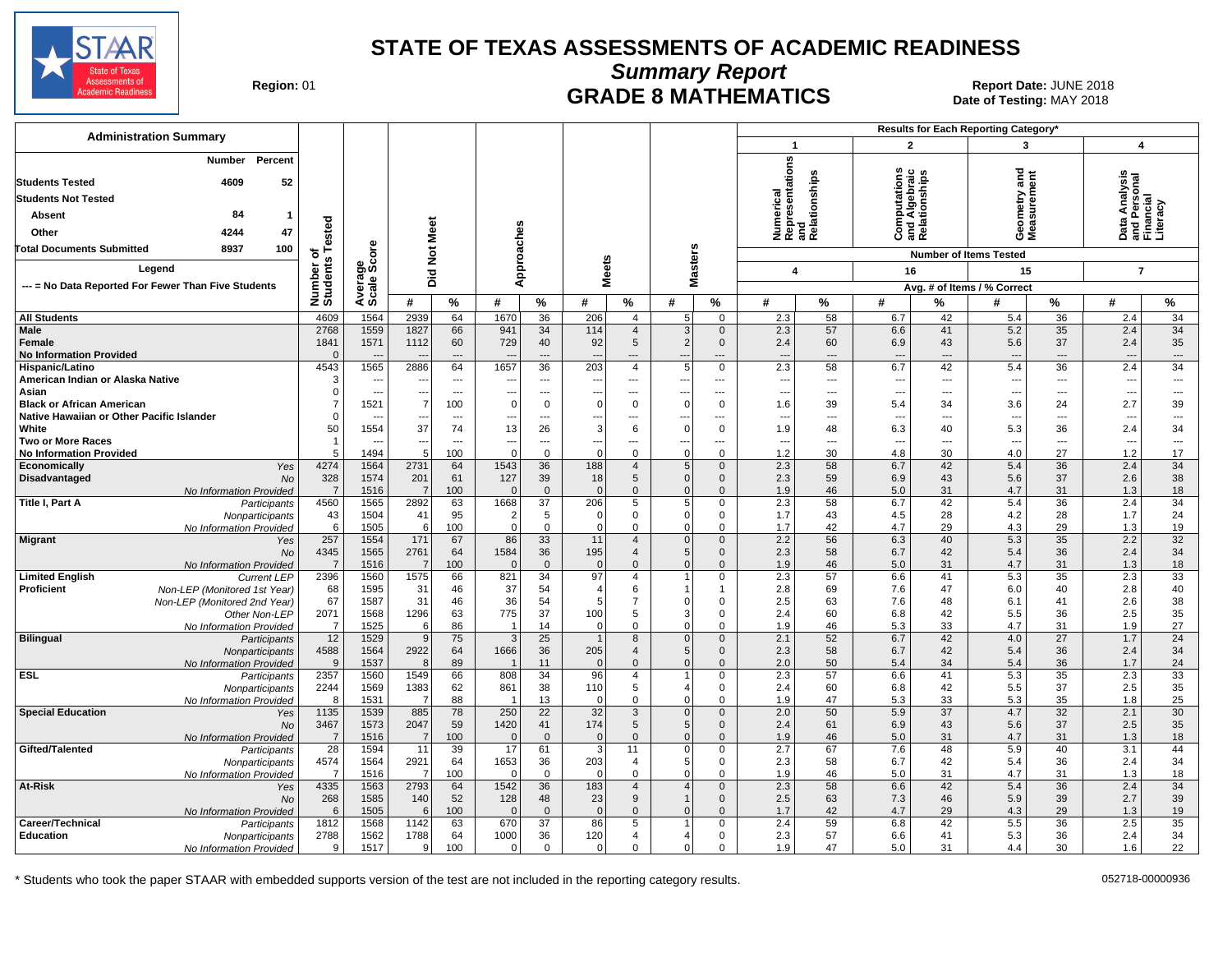# STATE OF TEXAS ASSESSMENTS OF ACADEMIC READINESS

## Summary Report

## GRADE 8 MATHEMATICS

**Region:** 01

**Report Date:** JUNE 2018
**Date of Testing:** MAY 2018

**Administration Summary**

| | Number | Percent |
|---|---|---|
| Students Tested | 4609 | 52 |
| Students Not Tested | | |
| Absent | 84 | 1 |
| Other | 4244 | 47 |
| Total Documents Submitted | 8937 | 100 |

**Legend**

--- = No Data Reported For Fewer Than Five Students

**Results for Each Reporting Category***

1. Numerical Representations and Relationships — Number of Items Tested: 4
2. Computations and Algebraic Relationships — Number of Items Tested: 16
3. Geometry and Measurement — Number of Items Tested: 15
4. Data Analysis and Personal Financial Literacy — Number of Items Tested: 7

| Group | | Number of Students Tested | Average Scale Score | Did Not Meet # | Did Not Meet % | Approaches # | Approaches % | Meets # | Meets % | Masters # | Masters % | Cat 1 # | Cat 1 % | Cat 2 # | Cat 2 % | Cat 3 # | Cat 3 % | Cat 4 # | Cat 4 % |
|---|---|---|---|---|---|---|---|---|---|---|---|---|---|---|---|---|---|---|---|
| All Students | | 4609 | 1564 | 2939 | 64 | 1670 | 36 | 206 | 4 | 5 | 0 | 2.3 | 58 | 6.7 | 42 | 5.4 | 36 | 2.4 | 34 |
| Male | | 2768 | 1559 | 1827 | 66 | 941 | 34 | 114 | 4 | 3 | 0 | 2.3 | 57 | 6.6 | 41 | 5.2 | 35 | 2.4 | 34 |
| Female | | 1841 | 1571 | 1112 | 60 | 729 | 40 | 92 | 5 | 2 | 0 | 2.4 | 60 | 6.9 | 43 | 5.6 | 37 | 2.4 | 35 |
| No Information Provided | | 0 | --- | --- | --- | --- | --- | --- | --- | --- | --- | --- | --- | --- | --- | --- | --- | --- | --- |
| Hispanic/Latino | | 4543 | 1565 | 2886 | 64 | 1657 | 36 | 203 | 4 | 5 | 0 | 2.3 | 58 | 6.7 | 42 | 5.4 | 36 | 2.4 | 34 |
| American Indian or Alaska Native | | 3 | --- | --- | --- | --- | --- | --- | --- | --- | --- | --- | --- | --- | --- | --- | --- | --- | --- |
| Asian | | 0 | --- | --- | --- | --- | --- | --- | --- | --- | --- | --- | --- | --- | --- | --- | --- | --- | --- |
| Black or African American | | 7 | 1521 | 7 | 100 | 0 | 0 | 0 | 0 | 0 | 0 | 1.6 | 39 | 5.4 | 34 | 3.6 | 24 | 2.7 | 39 |
| Native Hawaiian or Other Pacific Islander | | 0 | --- | --- | --- | --- | --- | --- | --- | --- | --- | --- | --- | --- | --- | --- | --- | --- | --- |
| White | | 50 | 1554 | 37 | 74 | 13 | 26 | 3 | 6 | 0 | 0 | 1.9 | 48 | 6.3 | 40 | 5.3 | 36 | 2.4 | 34 |
| Two or More Races | | 1 | --- | --- | --- | --- | --- | --- | --- | --- | --- | --- | --- | --- | --- | --- | --- | --- | --- |
| No Information Provided | | 5 | 1494 | 5 | 100 | 0 | 0 | 0 | 0 | 0 | 0 | 1.2 | 30 | 4.8 | 30 | 4.0 | 27 | 1.2 | 17 |
| Economically Disadvantaged | Yes | 4274 | 1564 | 2731 | 64 | 1543 | 36 | 188 | 4 | 5 | 0 | 2.3 | 58 | 6.7 | 42 | 5.4 | 36 | 2.4 | 34 |
| | No | 328 | 1574 | 201 | 61 | 127 | 39 | 18 | 5 | 0 | 0 | 2.3 | 59 | 6.9 | 43 | 5.6 | 37 | 2.6 | 38 |
| | No Information Provided | 7 | 1516 | 7 | 100 | 0 | 0 | 0 | 0 | 0 | 0 | 1.9 | 46 | 5.0 | 31 | 4.7 | 31 | 1.3 | 18 |
| Title I, Part A | Participants | 4560 | 1565 | 2892 | 63 | 1668 | 37 | 206 | 5 | 5 | 0 | 2.3 | 58 | 6.7 | 42 | 5.4 | 36 | 2.4 | 34 |
| | Nonparticipants | 43 | 1504 | 41 | 95 | 2 | 5 | 0 | 0 | 0 | 0 | 1.7 | 43 | 4.5 | 28 | 4.2 | 28 | 1.7 | 24 |
| | No Information Provided | 6 | 1505 | 6 | 100 | 0 | 0 | 0 | 0 | 0 | 0 | 1.7 | 42 | 4.7 | 29 | 4.3 | 29 | 1.3 | 19 |
| Migrant | Yes | 257 | 1554 | 171 | 67 | 86 | 33 | 11 | 4 | 0 | 0 | 2.2 | 56 | 6.3 | 40 | 5.3 | 35 | 2.2 | 32 |
| | No | 4345 | 1565 | 2761 | 64 | 1584 | 36 | 195 | 4 | 5 | 0 | 2.3 | 58 | 6.7 | 42 | 5.4 | 36 | 2.4 | 34 |
| | No Information Provided | 7 | 1516 | 7 | 100 | 0 | 0 | 0 | 0 | 0 | 0 | 1.9 | 46 | 5.0 | 31 | 4.7 | 31 | 1.3 | 18 |
| Limited English Proficient | Current LEP | 2396 | 1560 | 1575 | 66 | 821 | 34 | 97 | 4 | 1 | 0 | 2.3 | 57 | 6.6 | 41 | 5.3 | 35 | 2.3 | 33 |
| | Non-LEP (Monitored 1st Year) | 68 | 1595 | 31 | 46 | 37 | 54 | 4 | 6 | 1 | 1 | 2.8 | 69 | 7.6 | 47 | 6.0 | 40 | 2.8 | 40 |
| | Non-LEP (Monitored 2nd Year) | 67 | 1587 | 31 | 46 | 36 | 54 | 5 | 7 | 0 | 0 | 2.5 | 63 | 7.6 | 48 | 6.1 | 41 | 2.6 | 38 |
| | Other Non-LEP | 2071 | 1568 | 1296 | 63 | 775 | 37 | 100 | 5 | 3 | 0 | 2.4 | 60 | 6.8 | 42 | 5.5 | 36 | 2.5 | 35 |
| | No Information Provided | 7 | 1525 | 6 | 86 | 1 | 14 | 0 | 0 | 0 | 0 | 1.9 | 46 | 5.3 | 33 | 4.7 | 31 | 1.9 | 27 |
| Bilingual | Participants | 12 | 1529 | 9 | 75 | 3 | 25 | 1 | 8 | 0 | 0 | 2.1 | 52 | 6.7 | 42 | 4.0 | 27 | 1.7 | 24 |
| | Nonparticipants | 4588 | 1564 | 2922 | 64 | 1666 | 36 | 205 | 4 | 5 | 0 | 2.3 | 58 | 6.7 | 42 | 5.4 | 36 | 2.4 | 34 |
| | No Information Provided | 9 | 1537 | 8 | 89 | 1 | 11 | 0 | 0 | 0 | 0 | 2.0 | 50 | 5.4 | 34 | 5.4 | 36 | 1.7 | 24 |
| ESL | Participants | 2357 | 1560 | 1549 | 66 | 808 | 34 | 96 | 4 | 1 | 0 | 2.3 | 57 | 6.6 | 41 | 5.3 | 35 | 2.3 | 33 |
| | Nonparticipants | 2244 | 1569 | 1383 | 62 | 861 | 38 | 110 | 5 | 4 | 0 | 2.4 | 60 | 6.8 | 42 | 5.5 | 37 | 2.5 | 35 |
| | No Information Provided | 8 | 1531 | 7 | 88 | 1 | 13 | 0 | 0 | 0 | 0 | 1.9 | 47 | 5.3 | 33 | 5.3 | 35 | 1.8 | 25 |
| Special Education | Yes | 1135 | 1539 | 885 | 78 | 250 | 22 | 32 | 3 | 0 | 0 | 2.0 | 50 | 5.9 | 37 | 4.7 | 32 | 2.1 | 30 |
| | No | 3467 | 1573 | 2047 | 59 | 1420 | 41 | 174 | 5 | 5 | 0 | 2.4 | 61 | 6.9 | 43 | 5.6 | 37 | 2.5 | 35 |
| | No Information Provided | 7 | 1516 | 7 | 100 | 0 | 0 | 0 | 0 | 0 | 0 | 1.9 | 46 | 5.0 | 31 | 4.7 | 31 | 1.3 | 18 |
| Gifted/Talented | Participants | 28 | 1594 | 11 | 39 | 17 | 61 | 3 | 11 | 0 | 0 | 2.7 | 67 | 7.6 | 48 | 5.9 | 40 | 3.1 | 44 |
| | Nonparticipants | 4574 | 1564 | 2921 | 64 | 1653 | 36 | 203 | 4 | 5 | 0 | 2.3 | 58 | 6.7 | 42 | 5.4 | 36 | 2.4 | 34 |
| | No Information Provided | 7 | 1516 | 7 | 100 | 0 | 0 | 0 | 0 | 0 | 0 | 1.9 | 46 | 5.0 | 31 | 4.7 | 31 | 1.3 | 18 |
| At-Risk | Yes | 4335 | 1563 | 2793 | 64 | 1542 | 36 | 183 | 4 | 4 | 0 | 2.3 | 58 | 6.6 | 42 | 5.4 | 36 | 2.4 | 34 |
| | No | 268 | 1585 | 140 | 52 | 128 | 48 | 23 | 9 | 1 | 0 | 2.5 | 63 | 7.3 | 46 | 5.9 | 39 | 2.7 | 39 |
| | No Information Provided | 6 | 1505 | 6 | 100 | 0 | 0 | 0 | 0 | 0 | 0 | 1.7 | 42 | 4.7 | 29 | 4.3 | 29 | 1.3 | 19 |
| Career/Technical Education | Participants | 1812 | 1568 | 1142 | 63 | 670 | 37 | 86 | 5 | 1 | 0 | 2.4 | 59 | 6.8 | 42 | 5.5 | 36 | 2.5 | 35 |
| | Nonparticipants | 2788 | 1562 | 1788 | 64 | 1000 | 36 | 120 | 4 | 4 | 0 | 2.3 | 57 | 6.6 | 41 | 5.3 | 36 | 2.4 | 34 |
| | No Information Provided | 9 | 1517 | 9 | 100 | 0 | 0 | 0 | 0 | 0 | 0 | 1.9 | 47 | 5.0 | 31 | 4.4 | 30 | 1.6 | 22 |

Category columns show Avg. # of Items / % Correct.

\* Students who took the paper STAAR with embedded supports version of the test are not included in the reporting category results.

052718-00000936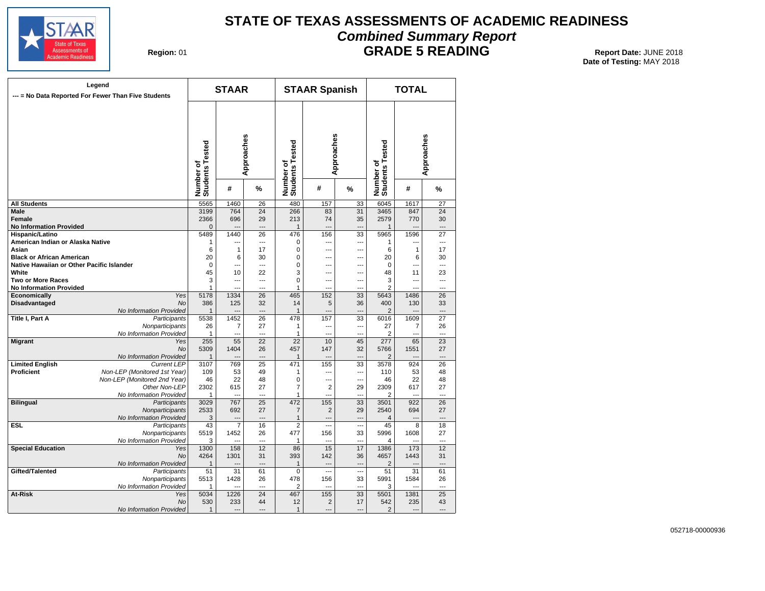# STATE OF TEXAS ASSESSMENTS OF ACADEMIC READINESS

## *Combined Summary Report*

## GRADE 5 READING

**Region:** 01

**Report Date:** JUNE 2018
**Date of Testing:** MAY 2018

Legend
--- = No Data Reported For Fewer Than Five Students

| | | STAAR | | | STAAR Spanish | | | TOTAL | | |
|---|---|---|---|---|---|---|---|---|---|---|
| | | Number of Students Tested | Approaches # | Approaches % | Number of Students Tested | Approaches # | Approaches % | Number of Students Tested | Approaches # | Approaches % |
| **All Students** | | 5565 | 1460 | 26 | 480 | 157 | 33 | 6045 | 1617 | 27 |
| **Male** | | 3199 | 764 | 24 | 266 | 83 | 31 | 3465 | 847 | 24 |
| **Female** | | 2366 | 696 | 29 | 213 | 74 | 35 | 2579 | 770 | 30 |
| **No Information Provided** | | 0 | --- | --- | 1 | --- | --- | 1 | --- | --- |
| **Hispanic/Latino** | | 5489 | 1440 | 26 | 476 | 156 | 33 | 5965 | 1596 | 27 |
| **American Indian or Alaska Native** | | 1 | --- | --- | 0 | --- | --- | 1 | --- | --- |
| **Asian** | | 6 | 1 | 17 | 0 | --- | --- | 6 | 1 | 17 |
| **Black or African American** | | 20 | 6 | 30 | 0 | --- | --- | 20 | 6 | 30 |
| **Native Hawaiian or Other Pacific Islander** | | 0 | --- | --- | 0 | --- | --- | 0 | --- | --- |
| **White** | | 45 | 10 | 22 | 3 | --- | --- | 48 | 11 | 23 |
| **Two or More Races** | | 3 | --- | --- | 0 | --- | --- | 3 | --- | --- |
| **No Information Provided** | | 1 | --- | --- | 1 | --- | --- | 2 | --- | --- |
| **Economically Disadvantaged** | *Yes* | 5178 | 1334 | 26 | 465 | 152 | 33 | 5643 | 1486 | 26 |
| | *No* | 386 | 125 | 32 | 14 | 5 | 36 | 400 | 130 | 33 |
| | *No Information Provided* | 1 | --- | --- | 1 | --- | --- | 2 | --- | --- |
| **Title I, Part A** | *Participants* | 5538 | 1452 | 26 | 478 | 157 | 33 | 6016 | 1609 | 27 |
| | *Nonparticipants* | 26 | 7 | 27 | 1 | --- | --- | 27 | 7 | 26 |
| | *No Information Provided* | 1 | --- | --- | 1 | --- | --- | 2 | --- | --- |
| **Migrant** | *Yes* | 255 | 55 | 22 | 22 | 10 | 45 | 277 | 65 | 23 |
| | *No* | 5309 | 1404 | 26 | 457 | 147 | 32 | 5766 | 1551 | 27 |
| | *No Information Provided* | 1 | --- | --- | 1 | --- | --- | 2 | --- | --- |
| **Limited English Proficient** | *Current LEP* | 3107 | 769 | 25 | 471 | 155 | 33 | 3578 | 924 | 26 |
| | *Non-LEP (Monitored 1st Year)* | 109 | 53 | 49 | 1 | --- | --- | 110 | 53 | 48 |
| | *Non-LEP (Monitored 2nd Year)* | 46 | 22 | 48 | 0 | --- | --- | 46 | 22 | 48 |
| | *Other Non-LEP* | 2302 | 615 | 27 | 7 | 2 | 29 | 2309 | 617 | 27 |
| | *No Information Provided* | 1 | --- | --- | 1 | --- | --- | 2 | --- | --- |
| **Bilingual** | *Participants* | 3029 | 767 | 25 | 472 | 155 | 33 | 3501 | 922 | 26 |
| | *Nonparticipants* | 2533 | 692 | 27 | 7 | 2 | 29 | 2540 | 694 | 27 |
| | *No Information Provided* | 3 | --- | --- | 1 | --- | --- | 4 | --- | --- |
| **ESL** | *Participants* | 43 | 7 | 16 | 2 | --- | --- | 45 | 8 | 18 |
| | *Nonparticipants* | 5519 | 1452 | 26 | 477 | 156 | 33 | 5996 | 1608 | 27 |
| | *No Information Provided* | 3 | --- | --- | 1 | --- | --- | 4 | --- | --- |
| **Special Education** | *Yes* | 1300 | 158 | 12 | 86 | 15 | 17 | 1386 | 173 | 12 |
| | *No* | 4264 | 1301 | 31 | 393 | 142 | 36 | 4657 | 1443 | 31 |
| | *No Information Provided* | 1 | --- | --- | 1 | --- | --- | 2 | --- | --- |
| **Gifted/Talented** | *Participants* | 51 | 31 | 61 | 0 | --- | --- | 51 | 31 | 61 |
| | *Nonparticipants* | 5513 | 1428 | 26 | 478 | 156 | 33 | 5991 | 1584 | 26 |
| | *No Information Provided* | 1 | --- | --- | 2 | --- | --- | 3 | --- | --- |
| **At-Risk** | *Yes* | 5034 | 1226 | 24 | 467 | 155 | 33 | 5501 | 1381 | 25 |
| | *No* | 530 | 233 | 44 | 12 | 2 | 17 | 542 | 235 | 43 |
| | *No Information Provided* | 1 | --- | --- | 1 | --- | --- | 2 | --- | --- |

052718-00000936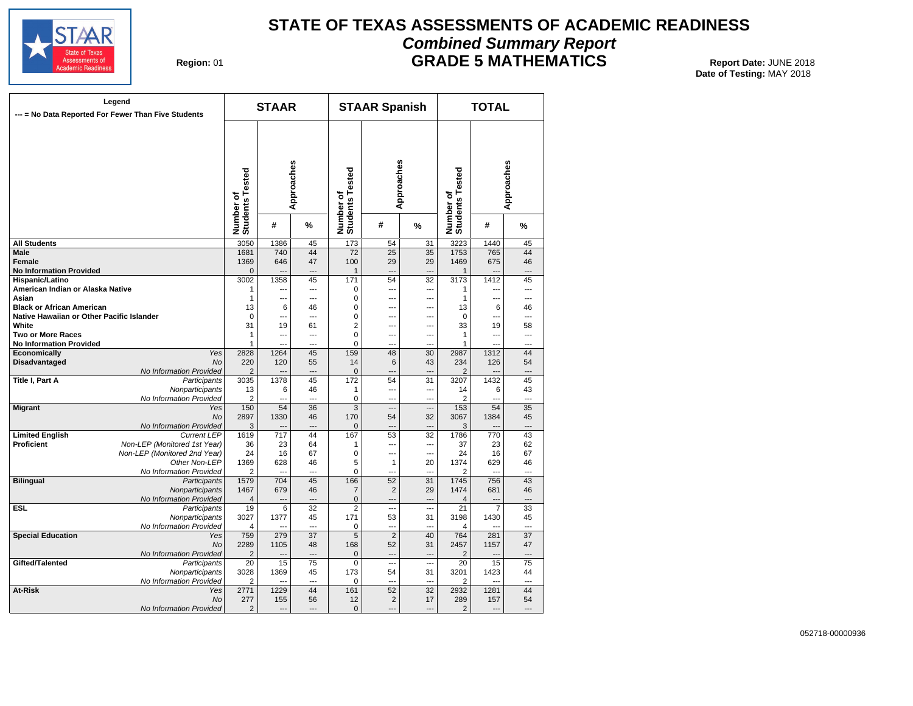# STATE OF TEXAS ASSESSMENTS OF ACADEMIC READINESS

## *Combined Summary Report*

## GRADE 5 MATHEMATICS

**Region:** 01

**Report Date:** JUNE 2018
**Date of Testing:** MAY 2018

Legend
--- = No Data Reported For Fewer Than Five Students

| | | STAAR | | | STAAR Spanish | | | TOTAL | | |
|---|---|---|---|---|---|---|---|---|---|---|
| | | Number of Students Tested | Approaches | | Number of Students Tested | Approaches | | Number of Students Tested | Approaches | |
| | | | # | % | | # | % | | # | % |
| **All Students** | | 3050 | 1386 | 45 | 173 | 54 | 31 | 3223 | 1440 | 45 |
| **Male** | | 1681 | 740 | 44 | 72 | 25 | 35 | 1753 | 765 | 44 |
| **Female** | | 1369 | 646 | 47 | 100 | 29 | 29 | 1469 | 675 | 46 |
| **No Information Provided** | | 0 | --- | --- | 1 | --- | --- | 1 | --- | --- |
| **Hispanic/Latino** | | 3002 | 1358 | 45 | 171 | 54 | 32 | 3173 | 1412 | 45 |
| **American Indian or Alaska Native** | | 1 | --- | --- | 0 | --- | --- | 1 | --- | --- |
| **Asian** | | 1 | --- | --- | 0 | --- | --- | 1 | --- | --- |
| **Black or African American** | | 13 | 6 | 46 | 0 | --- | --- | 13 | 6 | 46 |
| **Native Hawaiian or Other Pacific Islander** | | 0 | --- | --- | 0 | --- | --- | 0 | --- | --- |
| **White** | | 31 | 19 | 61 | 2 | --- | --- | 33 | 19 | 58 |
| **Two or More Races** | | 1 | --- | --- | 0 | --- | --- | 1 | --- | --- |
| **No Information Provided** | | 1 | --- | --- | 0 | --- | --- | 1 | --- | --- |
| **Economically Disadvantaged** | *Yes* | 2828 | 1264 | 45 | 159 | 48 | 30 | 2987 | 1312 | 44 |
| | *No* | 220 | 120 | 55 | 14 | 6 | 43 | 234 | 126 | 54 |
| | *No Information Provided* | 2 | --- | --- | 0 | --- | --- | 2 | --- | --- |
| **Title I, Part A** | *Participants* | 3035 | 1378 | 45 | 172 | 54 | 31 | 3207 | 1432 | 45 |
| | *Nonparticipants* | 13 | 6 | 46 | 1 | --- | --- | 14 | 6 | 43 |
| | *No Information Provided* | 2 | --- | --- | 0 | --- | --- | 2 | --- | --- |
| **Migrant** | *Yes* | 150 | 54 | 36 | 3 | --- | --- | 153 | 54 | 35 |
| | *No* | 2897 | 1330 | 46 | 170 | 54 | 32 | 3067 | 1384 | 45 |
| | *No Information Provided* | 3 | --- | --- | 0 | --- | --- | 3 | --- | --- |
| **Limited English Proficient** | *Current LEP* | 1619 | 717 | 44 | 167 | 53 | 32 | 1786 | 770 | 43 |
| | *Non-LEP (Monitored 1st Year)* | 36 | 23 | 64 | 1 | --- | --- | 37 | 23 | 62 |
| | *Non-LEP (Monitored 2nd Year)* | 24 | 16 | 67 | 0 | --- | --- | 24 | 16 | 67 |
| | *Other Non-LEP* | 1369 | 628 | 46 | 5 | 1 | 20 | 1374 | 629 | 46 |
| | *No Information Provided* | 2 | --- | --- | 0 | --- | --- | 2 | --- | --- |
| **Bilingual** | *Participants* | 1579 | 704 | 45 | 166 | 52 | 31 | 1745 | 756 | 43 |
| | *Nonparticipants* | 1467 | 679 | 46 | 7 | 2 | 29 | 1474 | 681 | 46 |
| | *No Information Provided* | 4 | --- | --- | 0 | --- | --- | 4 | --- | --- |
| **ESL** | *Participants* | 19 | 6 | 32 | 2 | --- | --- | 21 | 7 | 33 |
| | *Nonparticipants* | 3027 | 1377 | 45 | 171 | 53 | 31 | 3198 | 1430 | 45 |
| | *No Information Provided* | 4 | --- | --- | 0 | --- | --- | 4 | --- | --- |
| **Special Education** | *Yes* | 759 | 279 | 37 | 5 | 2 | 40 | 764 | 281 | 37 |
| | *No* | 2289 | 1105 | 48 | 168 | 52 | 31 | 2457 | 1157 | 47 |
| | *No Information Provided* | 2 | --- | --- | 0 | --- | --- | 2 | --- | --- |
| **Gifted/Talented** | *Participants* | 20 | 15 | 75 | 0 | --- | --- | 20 | 15 | 75 |
| | *Nonparticipants* | 3028 | 1369 | 45 | 173 | 54 | 31 | 3201 | 1423 | 44 |
| | *No Information Provided* | 2 | --- | --- | 0 | --- | --- | 2 | --- | --- |
| **At-Risk** | *Yes* | 2771 | 1229 | 44 | 161 | 52 | 32 | 2932 | 1281 | 44 |
| | *No* | 277 | 155 | 56 | 12 | 2 | 17 | 289 | 157 | 54 |
| | *No Information Provided* | 2 | --- | --- | 0 | --- | --- | 2 | --- | --- |

052718-00000936